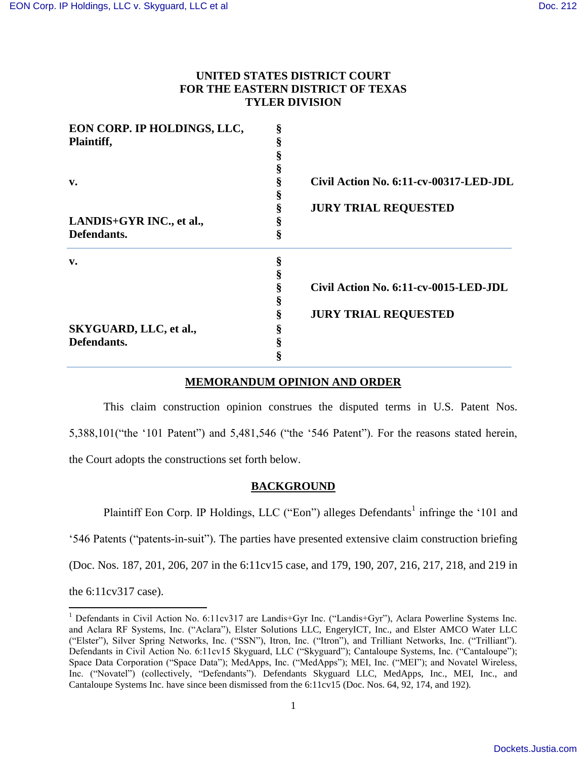**UNITED STATES DISTRICT COURT**
**FOR THE EASTERN DISTRICT OF TEXAS**
**TYLER DIVISION**

| | | |
|---|---|---|
| **EON CORP. IP HOLDINGS, LLC,** **Plaintiff,** | § | |
| | § | |
| **v.** | § | **Civil Action No. 6:11-cv-00317-LED-JDL** |
| | § | **JURY TRIAL REQUESTED** |
| **LANDIS+GYR INC., et al.,** **Defendants.** | § | |
| **v.** | § | |
| | § | **Civil Action No. 6:11-cv-0015-LED-JDL** |
| | § | **JURY TRIAL REQUESTED** |
| **SKYGUARD, LLC, et al.,** **Defendants.** | § | |

## MEMORANDUM OPINION AND ORDER

This claim construction opinion construes the disputed terms in U.S. Patent Nos. 5,388,101("the '101 Patent") and 5,481,546 ("the '546 Patent"). For the reasons stated herein, the Court adopts the constructions set forth below.

## BACKGROUND

Plaintiff Eon Corp. IP Holdings, LLC ("Eon") alleges Defendants[1] infringe the '101 and '546 Patents ("patents-in-suit"). The parties have presented extensive claim construction briefing (Doc. Nos. 187, 201, 206, 207 in the 6:11cv15 case, and 179, 190, 207, 216, 217, 218, and 219 in the 6:11cv317 case).

[1] Defendants in Civil Action No. 6:11cv317 are Landis+Gyr Inc. ("Landis+Gyr"), Aclara Powerline Systems Inc. and Aclara RF Systems, Inc. ("Aclara"), Elster Solutions LLC, EngeryICT, Inc., and Elster AMCO Water LLC ("Elster"), Silver Spring Networks, Inc. ("SSN"), Itron, Inc. ("Itron"), and Trilliant Networks, Inc. ("Trilliant"). Defendants in Civil Action No. 6:11cv15 Skyguard, LLC ("Skyguard"); Cantaloupe Systems, Inc. ("Cantaloupe"); Space Data Corporation ("Space Data"); MedApps, Inc. ("MedApps"); MEI, Inc. ("MEI"); and Novatel Wireless, Inc. ("Novatel") (collectively, "Defendants"). Defendants Skyguard LLC, MedApps, Inc., MEI, Inc., and Cantaloupe Systems Inc. have since been dismissed from the 6:11cv15 (Doc. Nos. 64, 92, 174, and 192).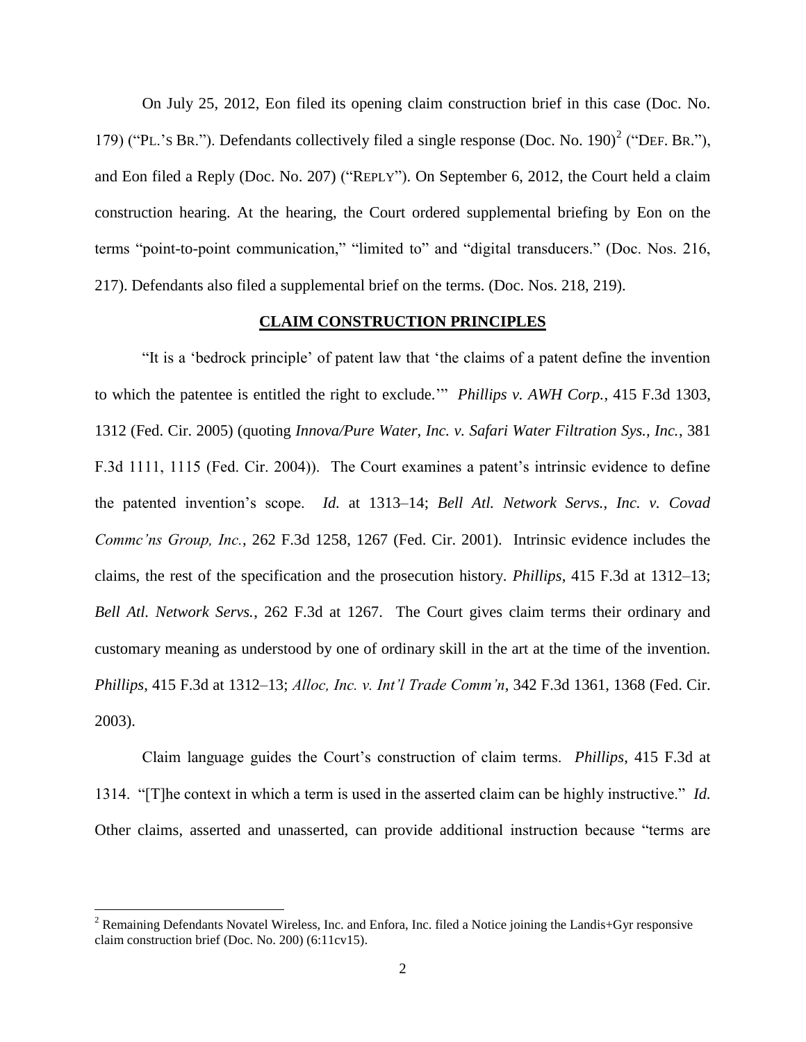On July 25, 2012, Eon filed its opening claim construction brief in this case (Doc. No. 179) ("PL.'S BR."). Defendants collectively filed a single response (Doc. No. 190)[2] ("DEF. BR."), and Eon filed a Reply (Doc. No. 207) ("REPLY"). On September 6, 2012, the Court held a claim construction hearing. At the hearing, the Court ordered supplemental briefing by Eon on the terms "point-to-point communication," "limited to" and "digital transducers." (Doc. Nos. 216, 217). Defendants also filed a supplemental brief on the terms. (Doc. Nos. 218, 219).

## CLAIM CONSTRUCTION PRINCIPLES

"It is a 'bedrock principle' of patent law that 'the claims of a patent define the invention to which the patentee is entitled the right to exclude.'" *Phillips v. AWH Corp.*, 415 F.3d 1303, 1312 (Fed. Cir. 2005) (quoting *Innova/Pure Water, Inc. v. Safari Water Filtration Sys., Inc.*, 381 F.3d 1111, 1115 (Fed. Cir. 2004)). The Court examines a patent's intrinsic evidence to define the patented invention's scope. *Id.* at 1313–14; *Bell Atl. Network Servs., Inc. v. Covad Commc'ns Group, Inc.*, 262 F.3d 1258, 1267 (Fed. Cir. 2001). Intrinsic evidence includes the claims, the rest of the specification and the prosecution history. *Phillips*, 415 F.3d at 1312–13; *Bell Atl. Network Servs.*, 262 F.3d at 1267. The Court gives claim terms their ordinary and customary meaning as understood by one of ordinary skill in the art at the time of the invention. *Phillips*, 415 F.3d at 1312–13; *Alloc, Inc. v. Int'l Trade Comm'n*, 342 F.3d 1361, 1368 (Fed. Cir. 2003).

Claim language guides the Court's construction of claim terms. *Phillips*, 415 F.3d at 1314. "[T]he context in which a term is used in the asserted claim can be highly instructive." *Id.* Other claims, asserted and unasserted, can provide additional instruction because "terms are

[2] Remaining Defendants Novatel Wireless, Inc. and Enfora, Inc. filed a Notice joining the Landis+Gyr responsive claim construction brief (Doc. No. 200) (6:11cv15).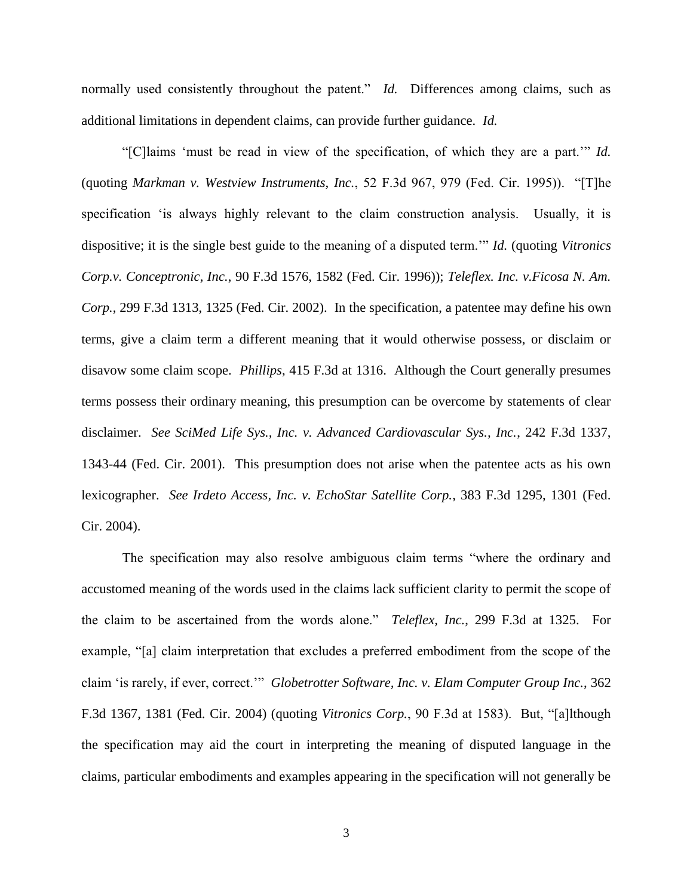normally used consistently throughout the patent." *Id.* Differences among claims, such as additional limitations in dependent claims, can provide further guidance. *Id.*

"[C]laims 'must be read in view of the specification, of which they are a part.'" *Id.* (quoting *Markman v. Westview Instruments, Inc.*, 52 F.3d 967, 979 (Fed. Cir. 1995)). "[T]he specification 'is always highly relevant to the claim construction analysis. Usually, it is dispositive; it is the single best guide to the meaning of a disputed term.'" *Id.* (quoting *Vitronics Corp.v. Conceptronic, Inc.*, 90 F.3d 1576, 1582 (Fed. Cir. 1996)); *Teleflex. Inc. v.Ficosa N. Am. Corp.*, 299 F.3d 1313, 1325 (Fed. Cir. 2002). In the specification, a patentee may define his own terms, give a claim term a different meaning that it would otherwise possess, or disclaim or disavow some claim scope. *Phillips*, 415 F.3d at 1316. Although the Court generally presumes terms possess their ordinary meaning, this presumption can be overcome by statements of clear disclaimer. *See SciMed Life Sys., Inc. v. Advanced Cardiovascular Sys., Inc.*, 242 F.3d 1337, 1343-44 (Fed. Cir. 2001). This presumption does not arise when the patentee acts as his own lexicographer. *See Irdeto Access, Inc. v. EchoStar Satellite Corp.*, 383 F.3d 1295, 1301 (Fed. Cir. 2004).

The specification may also resolve ambiguous claim terms "where the ordinary and accustomed meaning of the words used in the claims lack sufficient clarity to permit the scope of the claim to be ascertained from the words alone." *Teleflex, Inc.*, 299 F.3d at 1325. For example, "[a] claim interpretation that excludes a preferred embodiment from the scope of the claim 'is rarely, if ever, correct.'" *Globetrotter Software, Inc. v. Elam Computer Group Inc.*, 362 F.3d 1367, 1381 (Fed. Cir. 2004) (quoting *Vitronics Corp.*, 90 F.3d at 1583). But, "[a]lthough the specification may aid the court in interpreting the meaning of disputed language in the claims, particular embodiments and examples appearing in the specification will not generally be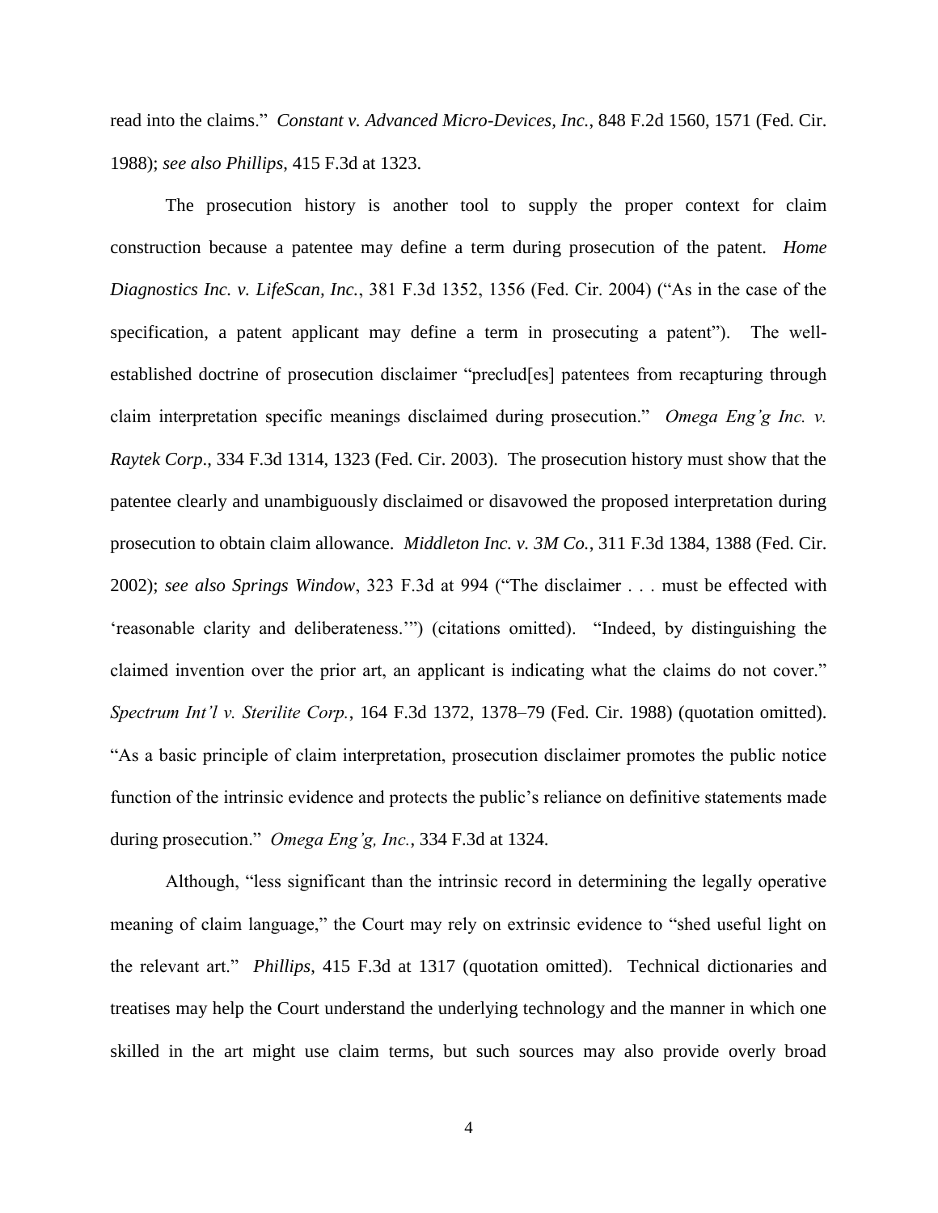read into the claims." *Constant v. Advanced Micro-Devices, Inc.*, 848 F.2d 1560, 1571 (Fed. Cir. 1988); *see also Phillips*, 415 F.3d at 1323.

The prosecution history is another tool to supply the proper context for claim construction because a patentee may define a term during prosecution of the patent. *Home Diagnostics Inc. v. LifeScan, Inc.*, 381 F.3d 1352, 1356 (Fed. Cir. 2004) ("As in the case of the specification, a patent applicant may define a term in prosecuting a patent"). The well-established doctrine of prosecution disclaimer "preclud[es] patentees from recapturing through claim interpretation specific meanings disclaimed during prosecution." *Omega Eng'g Inc. v. Raytek Corp.*, 334 F.3d 1314, 1323 (Fed. Cir. 2003). The prosecution history must show that the patentee clearly and unambiguously disclaimed or disavowed the proposed interpretation during prosecution to obtain claim allowance. *Middleton Inc. v. 3M Co.*, 311 F.3d 1384, 1388 (Fed. Cir. 2002); *see also Springs Window*, 323 F.3d at 994 ("The disclaimer . . . must be effected with 'reasonable clarity and deliberateness.'") (citations omitted). "Indeed, by distinguishing the claimed invention over the prior art, an applicant is indicating what the claims do not cover." *Spectrum Int'l v. Sterilite Corp.*, 164 F.3d 1372, 1378–79 (Fed. Cir. 1988) (quotation omitted). "As a basic principle of claim interpretation, prosecution disclaimer promotes the public notice function of the intrinsic evidence and protects the public's reliance on definitive statements made during prosecution." *Omega Eng'g, Inc.*, 334 F.3d at 1324.

Although, "less significant than the intrinsic record in determining the legally operative meaning of claim language," the Court may rely on extrinsic evidence to "shed useful light on the relevant art." *Phillips*, 415 F.3d at 1317 (quotation omitted). Technical dictionaries and treatises may help the Court understand the underlying technology and the manner in which one skilled in the art might use claim terms, but such sources may also provide overly broad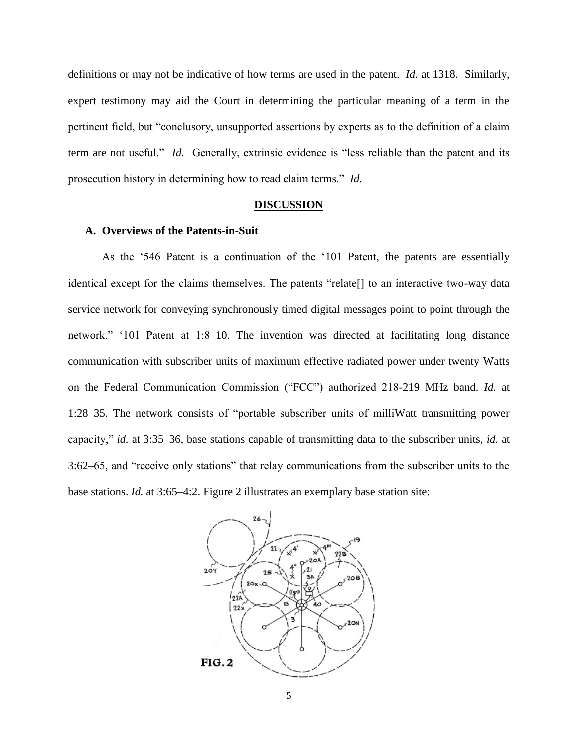definitions or may not be indicative of how terms are used in the patent. *Id.* at 1318. Similarly, expert testimony may aid the Court in determining the particular meaning of a term in the pertinent field, but "conclusory, unsupported assertions by experts as to the definition of a claim term are not useful." *Id.* Generally, extrinsic evidence is "less reliable than the patent and its prosecution history in determining how to read claim terms." *Id.*

## DISCUSSION

### A. Overviews of the Patents-in-Suit

As the '546 Patent is a continuation of the '101 Patent, the patents are essentially identical except for the claims themselves. The patents "relate[] to an interactive two-way data service network for conveying synchronously timed digital messages point to point through the network." '101 Patent at 1:8–10. The invention was directed at facilitating long distance communication with subscriber units of maximum effective radiated power under twenty Watts on the Federal Communication Commission ("FCC") authorized 218-219 MHz band. *Id.* at 1:28–35. The network consists of "portable subscriber units of milliWatt transmitting power capacity," *id.* at 3:35–36, base stations capable of transmitting data to the subscriber units, *id.* at 3:62–65, and "receive only stations" that relay communications from the subscriber units to the base stations. *Id.* at 3:65–4:2. Figure 2 illustrates an exemplary base station site:

FIG. 2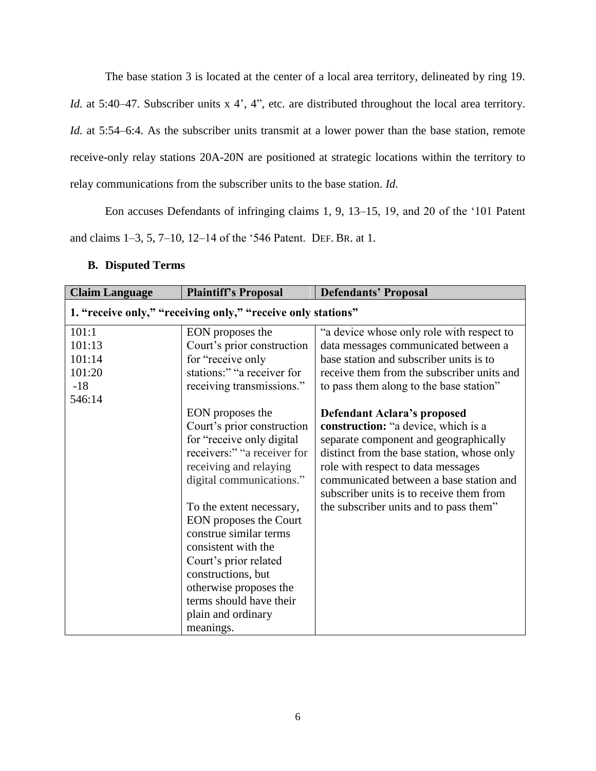The base station 3 is located at the center of a local area territory, delineated by ring 19. *Id.* at 5:40–47. Subscriber units x 4', 4", etc. are distributed throughout the local area territory. *Id.* at 5:54–6:4. As the subscriber units transmit at a lower power than the base station, remote receive-only relay stations 20A-20N are positioned at strategic locations within the territory to relay communications from the subscriber units to the base station. *Id.*

Eon accuses Defendants of infringing claims 1, 9, 13–15, 19, and 20 of the '101 Patent and claims 1–3, 5, 7–10, 12–14 of the '546 Patent. DEF. BR. at 1.

### B. Disputed Terms

| Claim Language | Plaintiff's Proposal | Defendants' Proposal |
|---|---|---|
| **1. "receive only," "receiving only," "receive only stations"** | | |
| 101:1<br>101:13<br>101:14<br>101:20<br>-18<br>546:14 | EON proposes the Court's prior construction for "receive only stations:" "a receiver for receiving transmissions."<br><br>EON proposes the Court's prior construction for "receive only digital receivers:" "a receiver for receiving and relaying digital communications."<br><br>To the extent necessary, EON proposes the Court construe similar terms consistent with the Court's prior related constructions, but otherwise proposes the terms should have their plain and ordinary meanings. | "a device whose only role with respect to data messages communicated between a base station and subscriber units is to receive them from the subscriber units and to pass them along to the base station"<br><br>**Defendant Aclara's proposed construction:** "a device, which is a separate component and geographically distinct from the base station, whose only role with respect to data messages communicated between a base station and subscriber units is to receive them from the subscriber units and to pass them" |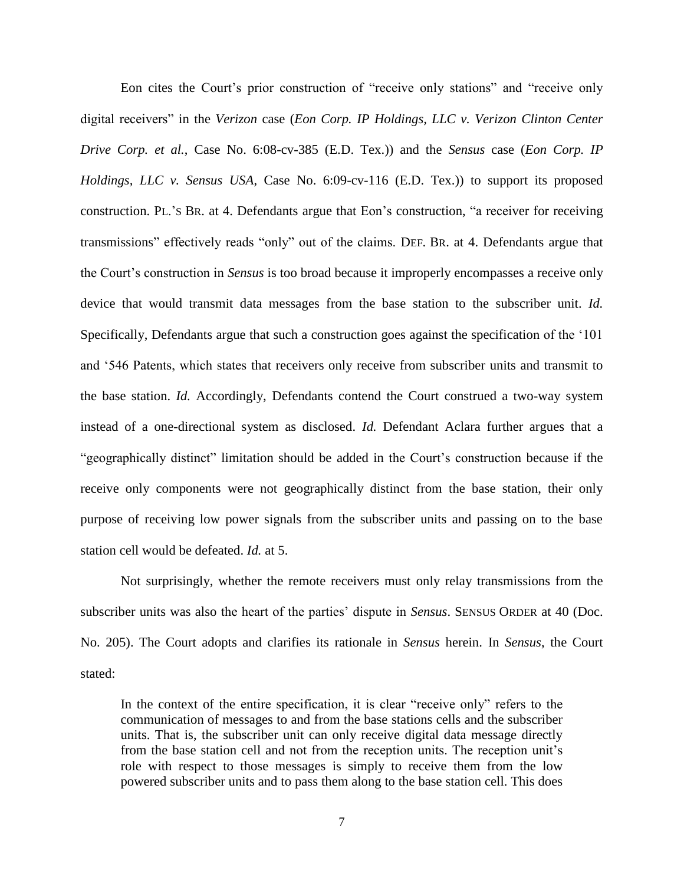Eon cites the Court's prior construction of "receive only stations" and "receive only digital receivers" in the *Verizon* case (*Eon Corp. IP Holdings, LLC v. Verizon Clinton Center Drive Corp. et al.*, Case No. 6:08-cv-385 (E.D. Tex.)) and the *Sensus* case (*Eon Corp. IP Holdings, LLC v. Sensus USA*, Case No. 6:09-cv-116 (E.D. Tex.)) to support its proposed construction. PL.'S BR. at 4. Defendants argue that Eon's construction, "a receiver for receiving transmissions" effectively reads "only" out of the claims. DEF. BR. at 4. Defendants argue that the Court's construction in *Sensus* is too broad because it improperly encompasses a receive only device that would transmit data messages from the base station to the subscriber unit. *Id.* Specifically, Defendants argue that such a construction goes against the specification of the '101 and '546 Patents, which states that receivers only receive from subscriber units and transmit to the base station. *Id.* Accordingly, Defendants contend the Court construed a two-way system instead of a one-directional system as disclosed. *Id.* Defendant Aclara further argues that a "geographically distinct" limitation should be added in the Court's construction because if the receive only components were not geographically distinct from the base station, their only purpose of receiving low power signals from the subscriber units and passing on to the base station cell would be defeated. *Id.* at 5.

Not surprisingly, whether the remote receivers must only relay transmissions from the subscriber units was also the heart of the parties' dispute in *Sensus*. SENSUS ORDER at 40 (Doc. No. 205). The Court adopts and clarifies its rationale in *Sensus* herein. In *Sensus*, the Court stated:

> In the context of the entire specification, it is clear "receive only" refers to the communication of messages to and from the base stations cells and the subscriber units. That is, the subscriber unit can only receive digital data message directly from the base station cell and not from the reception units. The reception unit's role with respect to those messages is simply to receive them from the low powered subscriber units and to pass them along to the base station cell. This does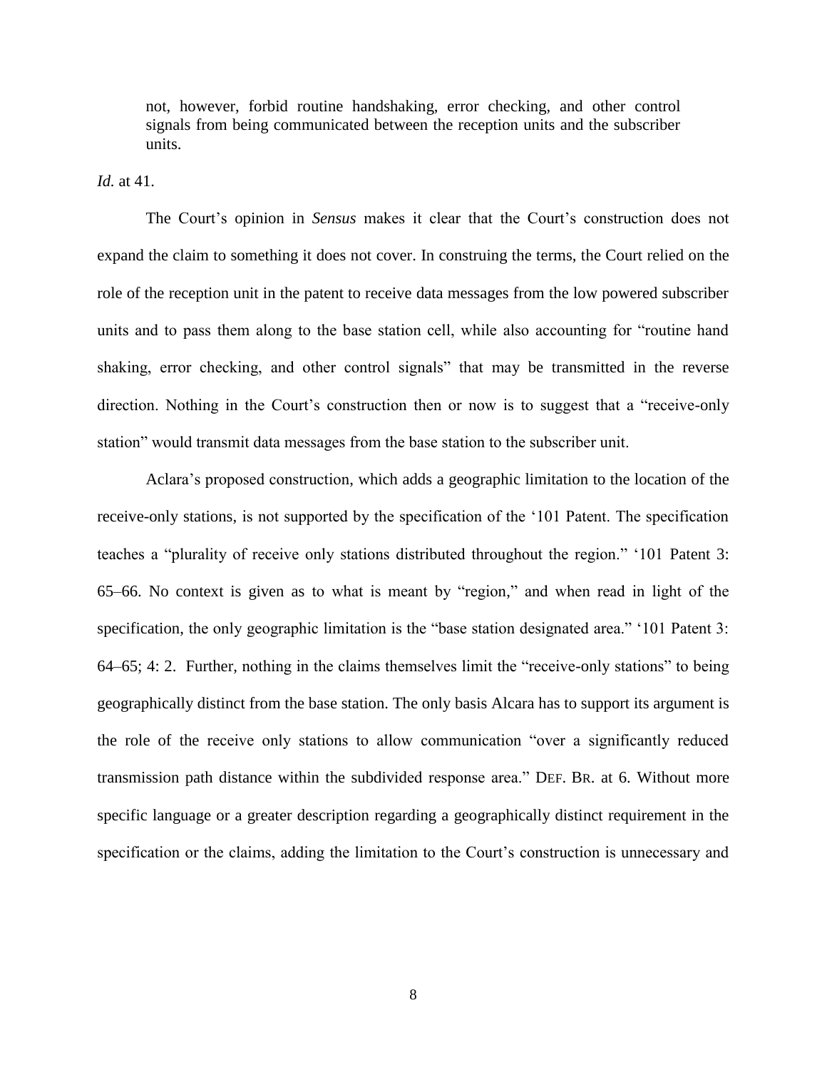> not, however, forbid routine handshaking, error checking, and other control signals from being communicated between the reception units and the subscriber units.

*Id.* at 41.

The Court's opinion in *Sensus* makes it clear that the Court's construction does not expand the claim to something it does not cover. In construing the terms, the Court relied on the role of the reception unit in the patent to receive data messages from the low powered subscriber units and to pass them along to the base station cell, while also accounting for "routine hand shaking, error checking, and other control signals" that may be transmitted in the reverse direction. Nothing in the Court's construction then or now is to suggest that a "receive-only station" would transmit data messages from the base station to the subscriber unit.

Aclara's proposed construction, which adds a geographic limitation to the location of the receive-only stations, is not supported by the specification of the '101 Patent. The specification teaches a "plurality of receive only stations distributed throughout the region." '101 Patent 3: 65–66. No context is given as to what is meant by "region," and when read in light of the specification, the only geographic limitation is the "base station designated area." '101 Patent 3: 64–65; 4: 2. Further, nothing in the claims themselves limit the "receive-only stations" to being geographically distinct from the base station. The only basis Alcara has to support its argument is the role of the receive only stations to allow communication "over a significantly reduced transmission path distance within the subdivided response area." DEF. BR. at 6. Without more specific language or a greater description regarding a geographically distinct requirement in the specification or the claims, adding the limitation to the Court's construction is unnecessary and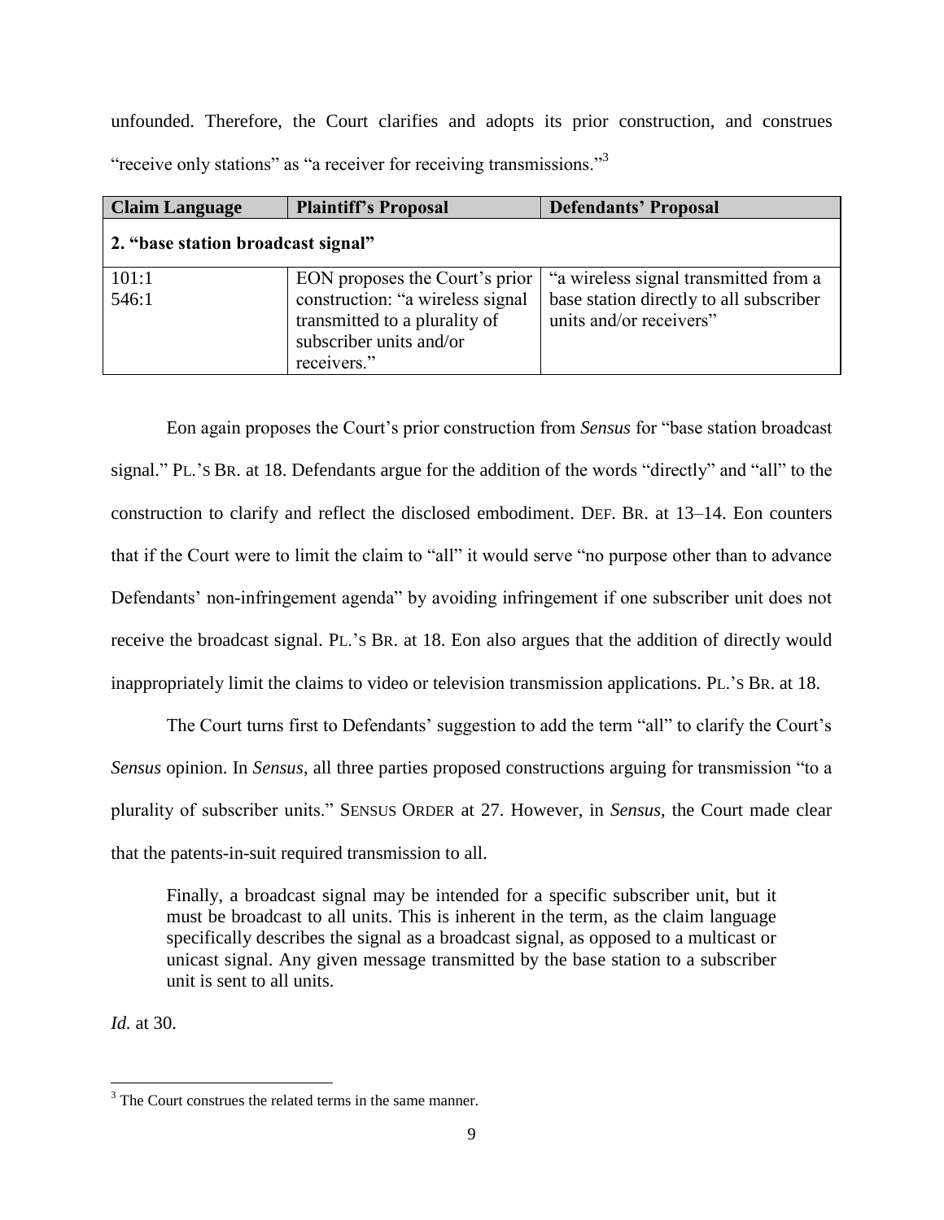unfounded. Therefore, the Court clarifies and adopts its prior construction, and construes "receive only stations" as "a receiver for receiving transmissions."[3]

| Claim Language | Plaintiff's Proposal | Defendants' Proposal |
|---|---|---|
| **2. "base station broadcast signal"** | | |
| 101:1<br>546:1 | EON proposes the Court's prior construction: "a wireless signal transmitted to a plurality of subscriber units and/or receivers." | "a wireless signal transmitted from a base station directly to all subscriber units and/or receivers" |

Eon again proposes the Court's prior construction from *Sensus* for "base station broadcast signal." PL.'S BR. at 18. Defendants argue for the addition of the words "directly" and "all" to the construction to clarify and reflect the disclosed embodiment. DEF. BR. at 13–14. Eon counters that if the Court were to limit the claim to "all" it would serve "no purpose other than to advance Defendants' non-infringement agenda" by avoiding infringement if one subscriber unit does not receive the broadcast signal. PL.'S BR. at 18. Eon also argues that the addition of directly would inappropriately limit the claims to video or television transmission applications. PL.'S BR. at 18.

The Court turns first to Defendants' suggestion to add the term "all" to clarify the Court's *Sensus* opinion. In *Sensus*, all three parties proposed constructions arguing for transmission "to a plurality of subscriber units." SENSUS ORDER at 27. However, in *Sensus*, the Court made clear that the patents-in-suit required transmission to all.

> Finally, a broadcast signal may be intended for a specific subscriber unit, but it must be broadcast to all units. This is inherent in the term, as the claim language specifically describes the signal as a broadcast signal, as opposed to a multicast or unicast signal. Any given message transmitted by the base station to a subscriber unit is sent to all units.

*Id.* at 30.

[3] The Court construes the related terms in the same manner.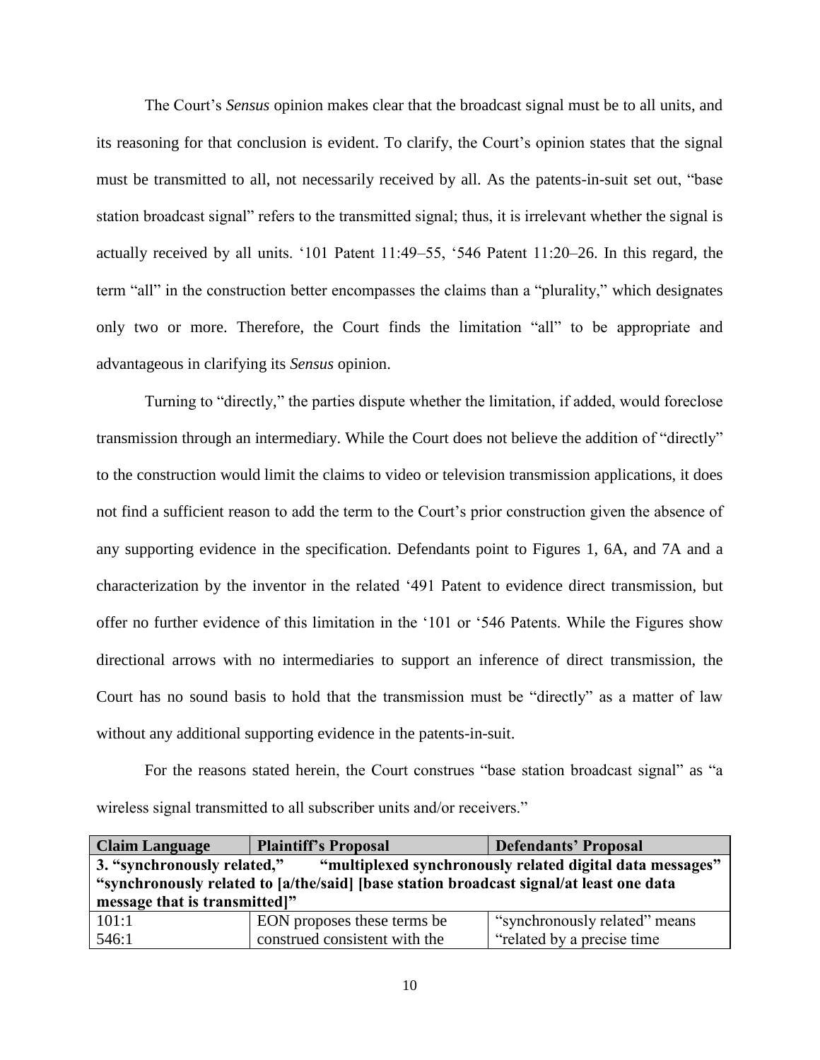The Court's *Sensus* opinion makes clear that the broadcast signal must be to all units, and its reasoning for that conclusion is evident. To clarify, the Court's opinion states that the signal must be transmitted to all, not necessarily received by all. As the patents-in-suit set out, "base station broadcast signal" refers to the transmitted signal; thus, it is irrelevant whether the signal is actually received by all units. '101 Patent 11:49–55, '546 Patent 11:20–26. In this regard, the term "all" in the construction better encompasses the claims than a "plurality," which designates only two or more. Therefore, the Court finds the limitation "all" to be appropriate and advantageous in clarifying its *Sensus* opinion.

Turning to "directly," the parties dispute whether the limitation, if added, would foreclose transmission through an intermediary. While the Court does not believe the addition of "directly" to the construction would limit the claims to video or television transmission applications, it does not find a sufficient reason to add the term to the Court's prior construction given the absence of any supporting evidence in the specification. Defendants point to Figures 1, 6A, and 7A and a characterization by the inventor in the related '491 Patent to evidence direct transmission, but offer no further evidence of this limitation in the '101 or '546 Patents. While the Figures show directional arrows with no intermediaries to support an inference of direct transmission, the Court has no sound basis to hold that the transmission must be "directly" as a matter of law without any additional supporting evidence in the patents-in-suit.

For the reasons stated herein, the Court construes "base station broadcast signal" as "a wireless signal transmitted to all subscriber units and/or receivers."

| Claim Language | Plaintiff's Proposal | Defendants' Proposal |
|---|---|---|
| **3. "synchronously related," "multiplexed synchronously related digital data messages" "synchronously related to [a/the/said] [base station broadcast signal/at least one data message that is transmitted]"** | | |
| 101:1<br>546:1 | EON proposes these terms be construed consistent with the | "synchronously related" means "related by a precise time |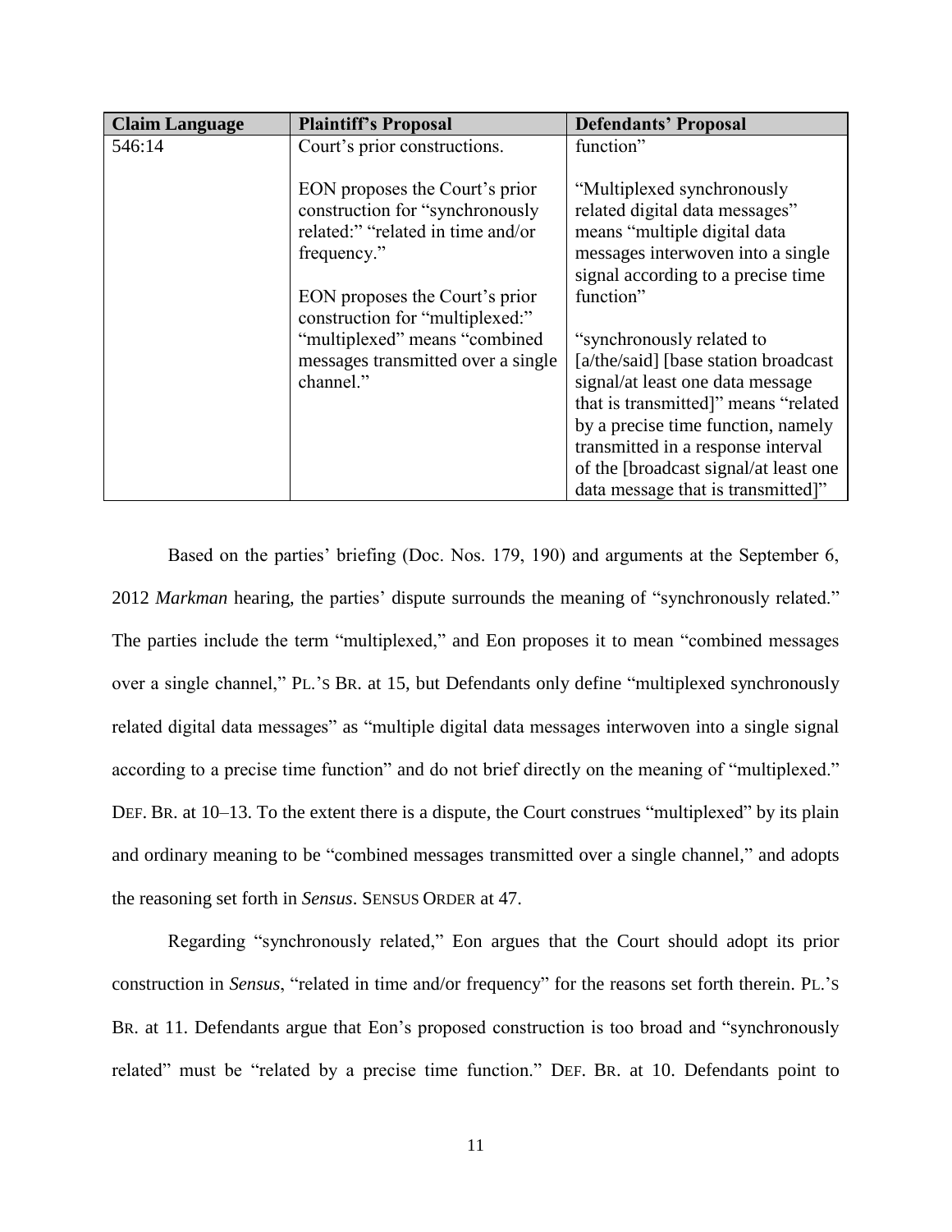| Claim Language | Plaintiff's Proposal | Defendants' Proposal |
|---|---|---|
| 546:14 | Court's prior constructions.<br><br>EON proposes the Court's prior construction for "synchronously related:" "related in time and/or frequency."<br><br>EON proposes the Court's prior construction for "multiplexed:" "multiplexed" means "combined messages transmitted over a single channel." | function"<br><br>"Multiplexed synchronously related digital data messages" means "multiple digital data messages interwoven into a single signal according to a precise time function"<br><br>"synchronously related to [a/the/said] [base station broadcast signal/at least one data message that is transmitted]" means "related by a precise time function, namely transmitted in a response interval of the [broadcast signal/at least one data message that is transmitted]" |

Based on the parties' briefing (Doc. Nos. 179, 190) and arguments at the September 6, 2012 *Markman* hearing, the parties' dispute surrounds the meaning of "synchronously related." The parties include the term "multiplexed," and Eon proposes it to mean "combined messages over a single channel," PL.'S BR. at 15, but Defendants only define "multiplexed synchronously related digital data messages" as "multiple digital data messages interwoven into a single signal according to a precise time function" and do not brief directly on the meaning of "multiplexed." DEF. BR. at 10–13. To the extent there is a dispute, the Court construes "multiplexed" by its plain and ordinary meaning to be "combined messages transmitted over a single channel," and adopts the reasoning set forth in *Sensus*. SENSUS ORDER at 47.

Regarding "synchronously related," Eon argues that the Court should adopt its prior construction in *Sensus*, "related in time and/or frequency" for the reasons set forth therein. PL.'S BR. at 11. Defendants argue that Eon's proposed construction is too broad and "synchronously related" must be "related by a precise time function." DEF. BR. at 10. Defendants point to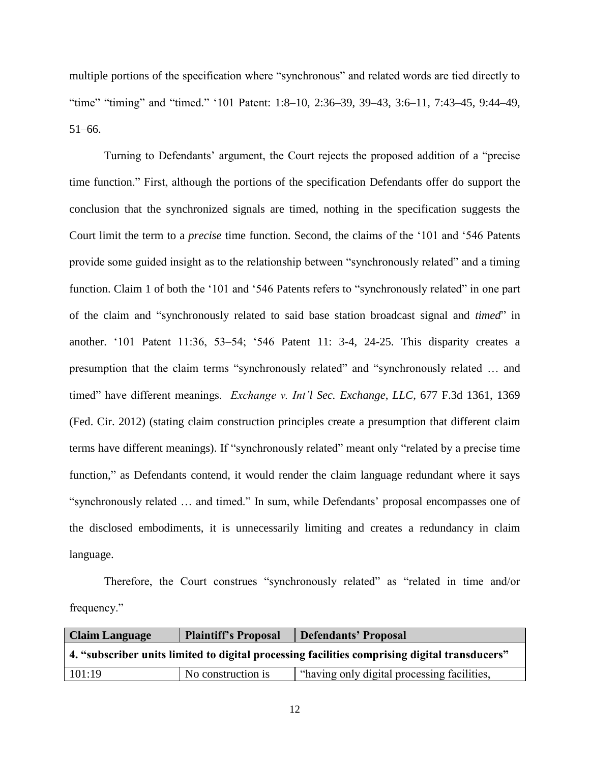multiple portions of the specification where "synchronous" and related words are tied directly to "time" "timing" and "timed." '101 Patent: 1:8–10, 2:36–39, 39–43, 3:6–11, 7:43–45, 9:44–49, 51–66.

Turning to Defendants' argument, the Court rejects the proposed addition of a "precise time function." First, although the portions of the specification Defendants offer do support the conclusion that the synchronized signals are timed, nothing in the specification suggests the Court limit the term to a *precise* time function. Second, the claims of the '101 and '546 Patents provide some guided insight as to the relationship between "synchronously related" and a timing function. Claim 1 of both the '101 and '546 Patents refers to "synchronously related" in one part of the claim and "synchronously related to said base station broadcast signal and *timed*" in another. '101 Patent 11:36, 53–54; '546 Patent 11: 3-4, 24-25. This disparity creates a presumption that the claim terms "synchronously related" and "synchronously related … and timed" have different meanings. *Exchange v. Int'l Sec. Exchange, LLC*, 677 F.3d 1361, 1369 (Fed. Cir. 2012) (stating claim construction principles create a presumption that different claim terms have different meanings). If "synchronously related" meant only "related by a precise time function," as Defendants contend, it would render the claim language redundant where it says "synchronously related … and timed." In sum, while Defendants' proposal encompasses one of the disclosed embodiments, it is unnecessarily limiting and creates a redundancy in claim language.

Therefore, the Court construes "synchronously related" as "related in time and/or frequency."

| Claim Language | Plaintiff's Proposal | Defendants' Proposal |
| --- | --- | --- |
| **4. "subscriber units limited to digital processing facilities comprising digital transducers"** | | |
| 101:19 | No construction is | "having only digital processing facilities, |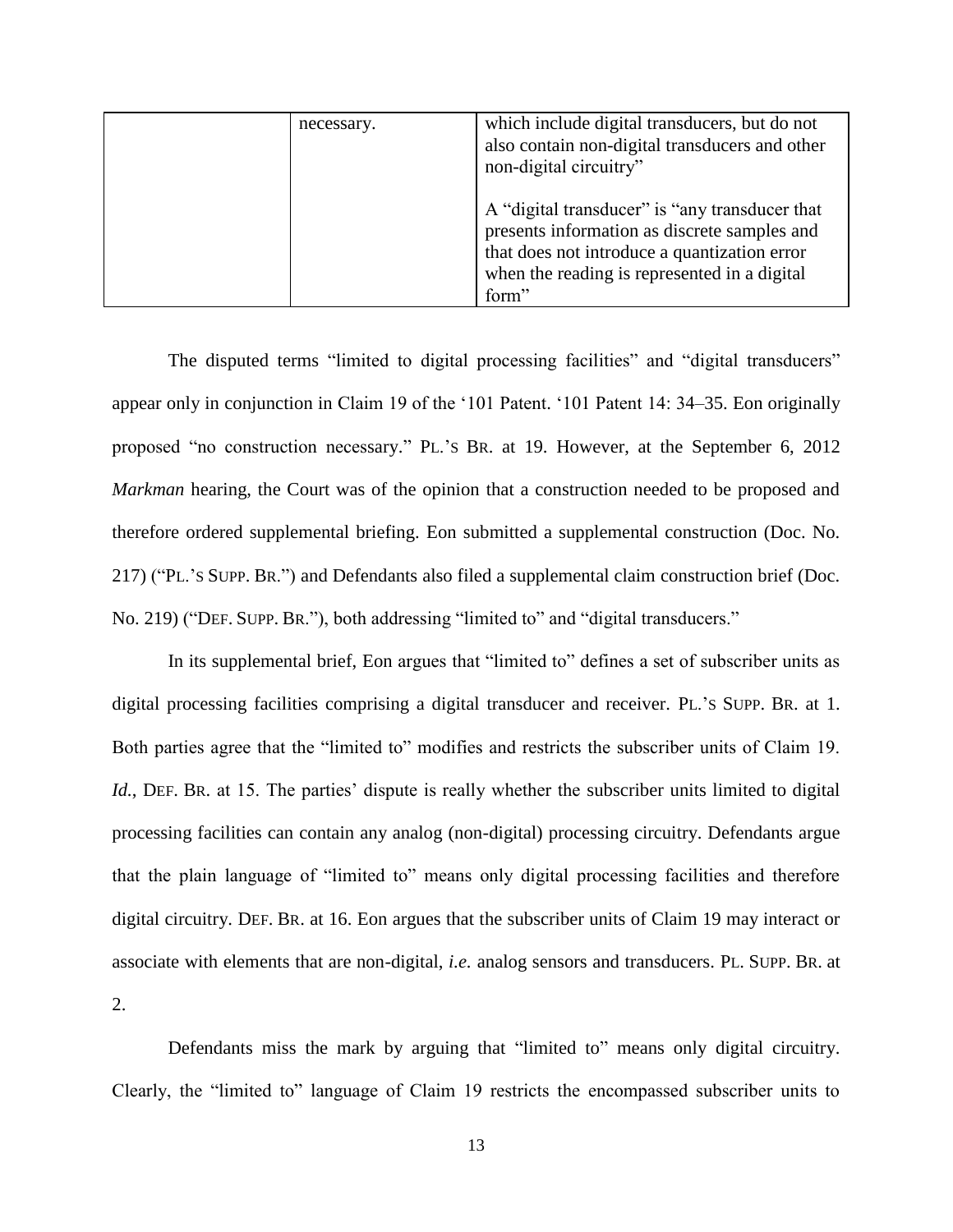| | necessary. | which include digital transducers, but do not also contain non-digital transducers and other non-digital circuitry"<br><br>A "digital transducer" is "any transducer that presents information as discrete samples and that does not introduce a quantization error when the reading is represented in a digital form" |
|---|---|---|

The disputed terms "limited to digital processing facilities" and "digital transducers" appear only in conjunction in Claim 19 of the '101 Patent. '101 Patent 14: 34–35. Eon originally proposed "no construction necessary." PL.'S BR. at 19. However, at the September 6, 2012 *Markman* hearing, the Court was of the opinion that a construction needed to be proposed and therefore ordered supplemental briefing. Eon submitted a supplemental construction (Doc. No. 217) ("PL.'S SUPP. BR.") and Defendants also filed a supplemental claim construction brief (Doc. No. 219) ("DEF. SUPP. BR."), both addressing "limited to" and "digital transducers."

In its supplemental brief, Eon argues that "limited to" defines a set of subscriber units as digital processing facilities comprising a digital transducer and receiver. PL.'S SUPP. BR. at 1. Both parties agree that the "limited to" modifies and restricts the subscriber units of Claim 19. *Id.*, DEF. BR. at 15. The parties' dispute is really whether the subscriber units limited to digital processing facilities can contain any analog (non-digital) processing circuitry. Defendants argue that the plain language of "limited to" means only digital processing facilities and therefore digital circuitry. DEF. BR. at 16. Eon argues that the subscriber units of Claim 19 may interact or associate with elements that are non-digital, *i.e.* analog sensors and transducers. PL. SUPP. BR. at 2.

Defendants miss the mark by arguing that "limited to" means only digital circuitry. Clearly, the "limited to" language of Claim 19 restricts the encompassed subscriber units to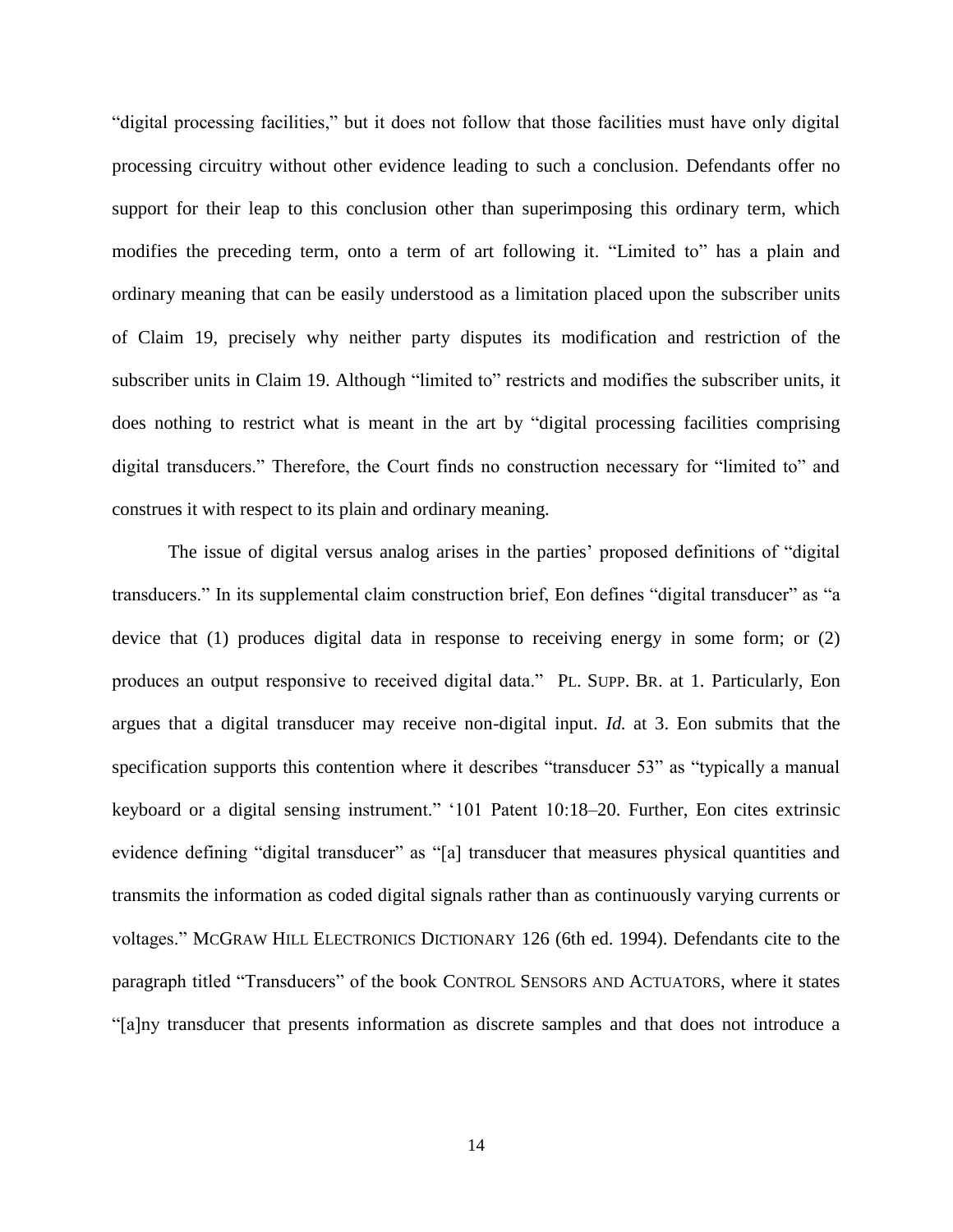"digital processing facilities," but it does not follow that those facilities must have only digital processing circuitry without other evidence leading to such a conclusion. Defendants offer no support for their leap to this conclusion other than superimposing this ordinary term, which modifies the preceding term, onto a term of art following it. "Limited to" has a plain and ordinary meaning that can be easily understood as a limitation placed upon the subscriber units of Claim 19, precisely why neither party disputes its modification and restriction of the subscriber units in Claim 19. Although "limited to" restricts and modifies the subscriber units, it does nothing to restrict what is meant in the art by "digital processing facilities comprising digital transducers." Therefore, the Court finds no construction necessary for "limited to" and construes it with respect to its plain and ordinary meaning.

The issue of digital versus analog arises in the parties' proposed definitions of "digital transducers." In its supplemental claim construction brief, Eon defines "digital transducer" as "a device that (1) produces digital data in response to receiving energy in some form; or (2) produces an output responsive to received digital data." PL. SUPP. BR. at 1. Particularly, Eon argues that a digital transducer may receive non-digital input. *Id.* at 3. Eon submits that the specification supports this contention where it describes "transducer 53" as "typically a manual keyboard or a digital sensing instrument." '101 Patent 10:18–20. Further, Eon cites extrinsic evidence defining "digital transducer" as "[a] transducer that measures physical quantities and transmits the information as coded digital signals rather than as continuously varying currents or voltages." MCGRAW HILL ELECTRONICS DICTIONARY 126 (6th ed. 1994). Defendants cite to the paragraph titled "Transducers" of the book CONTROL SENSORS AND ACTUATORS, where it states "[a]ny transducer that presents information as discrete samples and that does not introduce a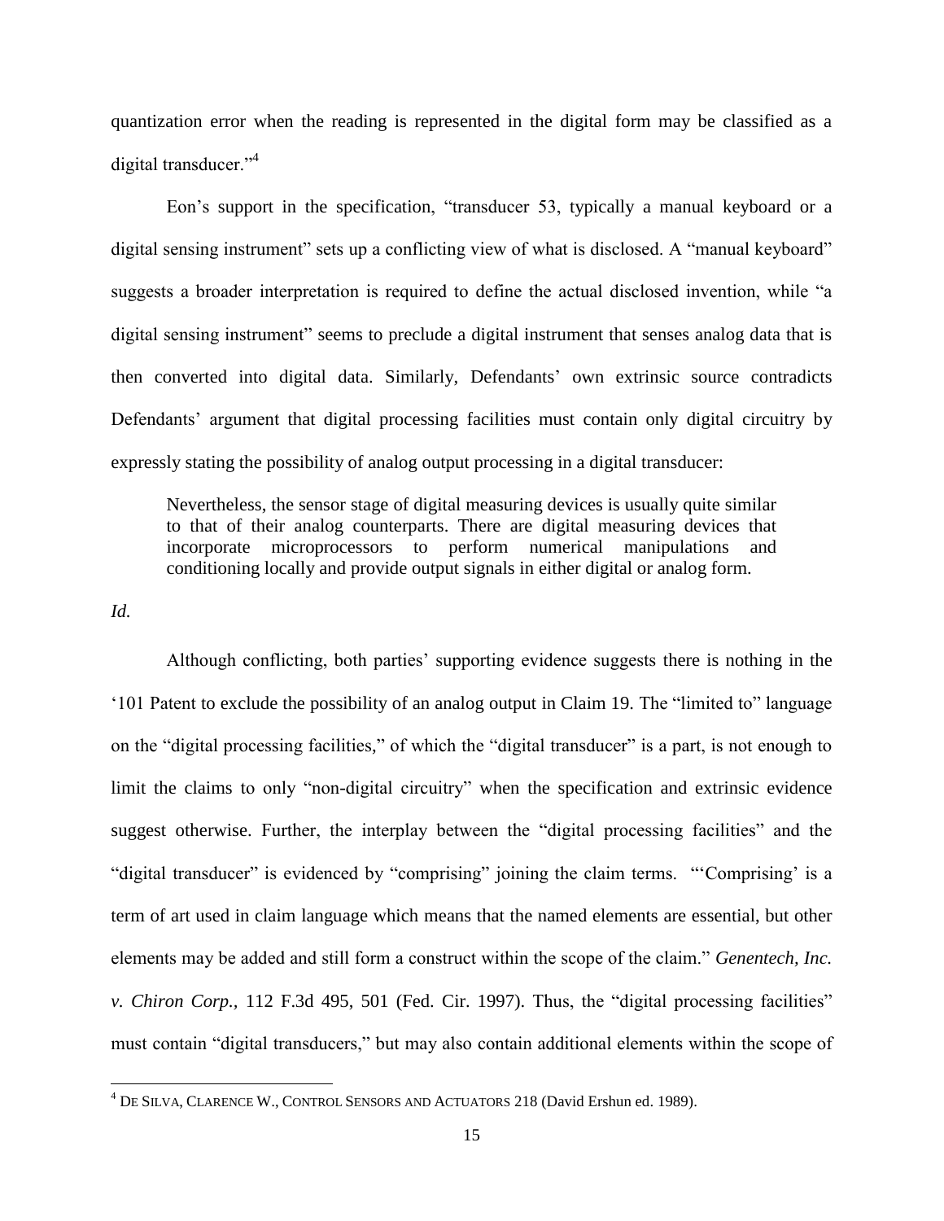quantization error when the reading is represented in the digital form may be classified as a digital transducer."[4]

Eon's support in the specification, "transducer 53, typically a manual keyboard or a digital sensing instrument" sets up a conflicting view of what is disclosed. A "manual keyboard" suggests a broader interpretation is required to define the actual disclosed invention, while "a digital sensing instrument" seems to preclude a digital instrument that senses analog data that is then converted into digital data. Similarly, Defendants' own extrinsic source contradicts Defendants' argument that digital processing facilities must contain only digital circuitry by expressly stating the possibility of analog output processing in a digital transducer:

> Nevertheless, the sensor stage of digital measuring devices is usually quite similar to that of their analog counterparts. There are digital measuring devices that incorporate microprocessors to perform numerical manipulations and conditioning locally and provide output signals in either digital or analog form.

*Id.*

Although conflicting, both parties' supporting evidence suggests there is nothing in the '101 Patent to exclude the possibility of an analog output in Claim 19. The "limited to" language on the "digital processing facilities," of which the "digital transducer" is a part, is not enough to limit the claims to only "non-digital circuitry" when the specification and extrinsic evidence suggest otherwise. Further, the interplay between the "digital processing facilities" and the "digital transducer" is evidenced by "comprising" joining the claim terms. "'Comprising' is a term of art used in claim language which means that the named elements are essential, but other elements may be added and still form a construct within the scope of the claim." *Genentech, Inc. v. Chiron Corp.,* 112 F.3d 495, 501 (Fed. Cir. 1997). Thus, the "digital processing facilities" must contain "digital transducers," but may also contain additional elements within the scope of

[4] DE SILVA, CLARENCE W., CONTROL SENSORS AND ACTUATORS 218 (David Ershun ed. 1989).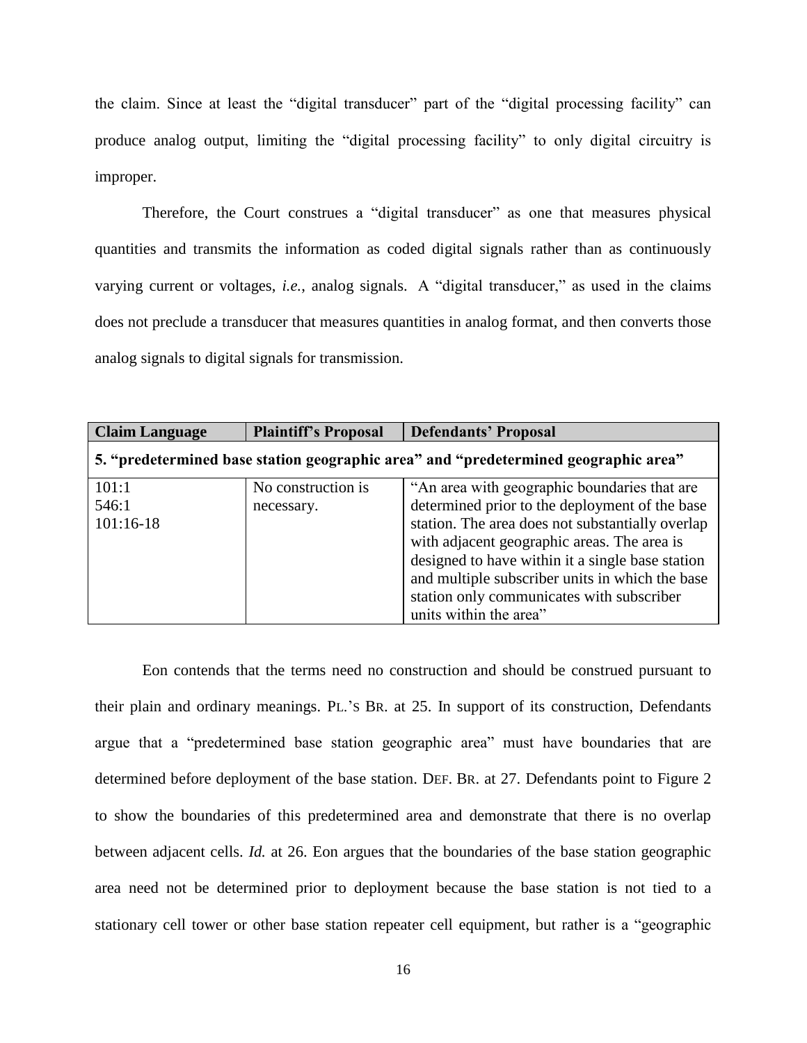the claim. Since at least the "digital transducer" part of the "digital processing facility" can produce analog output, limiting the "digital processing facility" to only digital circuitry is improper.

Therefore, the Court construes a "digital transducer" as one that measures physical quantities and transmits the information as coded digital signals rather than as continuously varying current or voltages, *i.e.*, analog signals. A "digital transducer," as used in the claims does not preclude a transducer that measures quantities in analog format, and then converts those analog signals to digital signals for transmission.

| Claim Language | Plaintiff's Proposal | Defendants' Proposal |
|---|---|---|
| **5. "predetermined base station geographic area" and "predetermined geographic area"** | | |
| 101:1<br>546:1<br>101:16-18 | No construction is necessary. | "An area with geographic boundaries that are determined prior to the deployment of the base station. The area does not substantially overlap with adjacent geographic areas. The area is designed to have within it a single base station and multiple subscriber units in which the base station only communicates with subscriber units within the area" |

Eon contends that the terms need no construction and should be construed pursuant to their plain and ordinary meanings. PL.'S BR. at 25. In support of its construction, Defendants argue that a "predetermined base station geographic area" must have boundaries that are determined before deployment of the base station. DEF. BR. at 27. Defendants point to Figure 2 to show the boundaries of this predetermined area and demonstrate that there is no overlap between adjacent cells. *Id.* at 26. Eon argues that the boundaries of the base station geographic area need not be determined prior to deployment because the base station is not tied to a stationary cell tower or other base station repeater cell equipment, but rather is a "geographic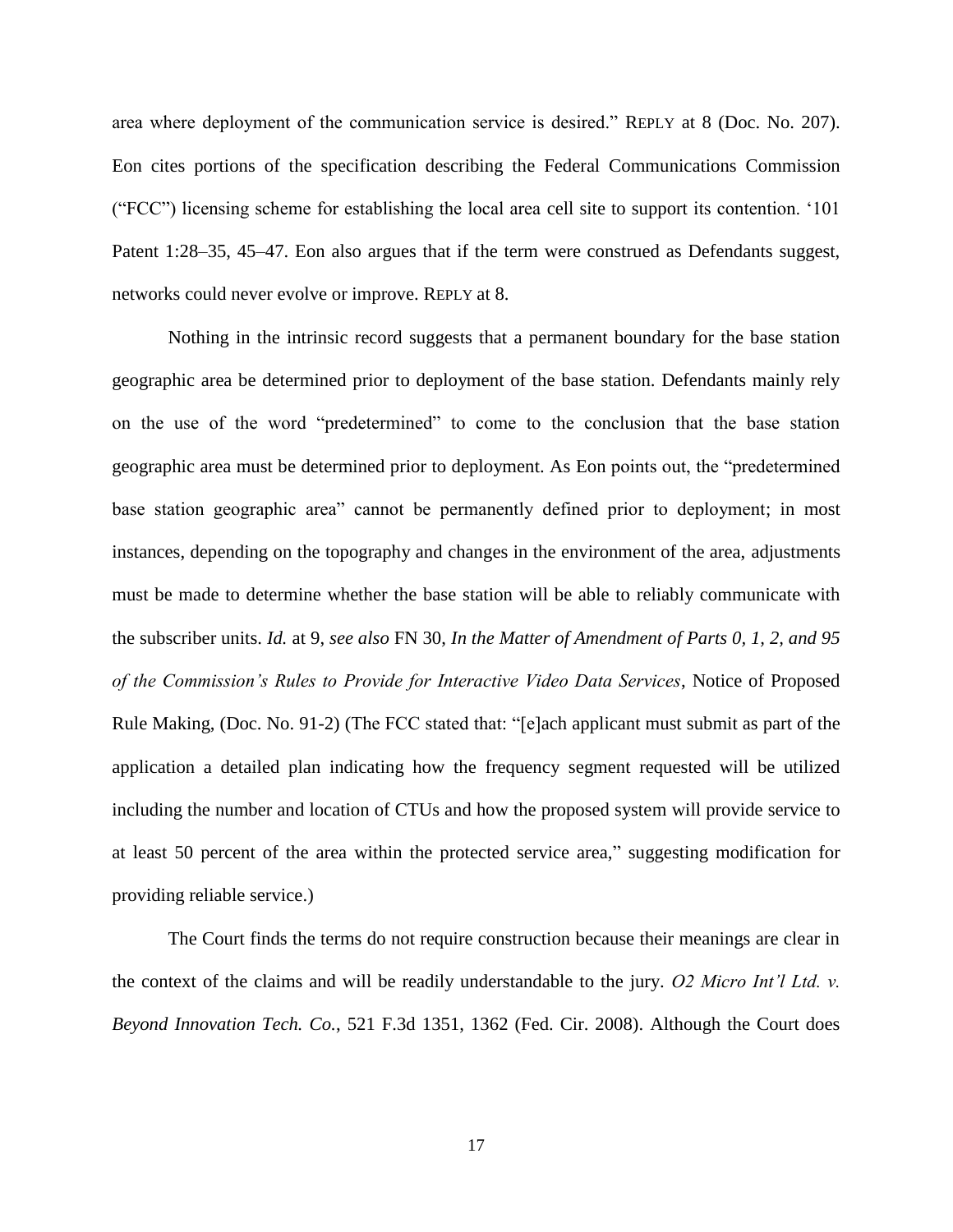area where deployment of the communication service is desired." REPLY at 8 (Doc. No. 207). Eon cites portions of the specification describing the Federal Communications Commission ("FCC") licensing scheme for establishing the local area cell site to support its contention. '101 Patent 1:28–35, 45–47. Eon also argues that if the term were construed as Defendants suggest, networks could never evolve or improve. REPLY at 8.

Nothing in the intrinsic record suggests that a permanent boundary for the base station geographic area be determined prior to deployment of the base station. Defendants mainly rely on the use of the word "predetermined" to come to the conclusion that the base station geographic area must be determined prior to deployment. As Eon points out, the "predetermined base station geographic area" cannot be permanently defined prior to deployment; in most instances, depending on the topography and changes in the environment of the area, adjustments must be made to determine whether the base station will be able to reliably communicate with the subscriber units. *Id.* at 9, *see also* FN 30, *In the Matter of Amendment of Parts 0, 1, 2, and 95 of the Commission's Rules to Provide for Interactive Video Data Services*, Notice of Proposed Rule Making, (Doc. No. 91-2) (The FCC stated that: "[e]ach applicant must submit as part of the application a detailed plan indicating how the frequency segment requested will be utilized including the number and location of CTUs and how the proposed system will provide service to at least 50 percent of the area within the protected service area," suggesting modification for providing reliable service.)

The Court finds the terms do not require construction because their meanings are clear in the context of the claims and will be readily understandable to the jury. *O2 Micro Int'l Ltd. v. Beyond Innovation Tech. Co.*, 521 F.3d 1351, 1362 (Fed. Cir. 2008). Although the Court does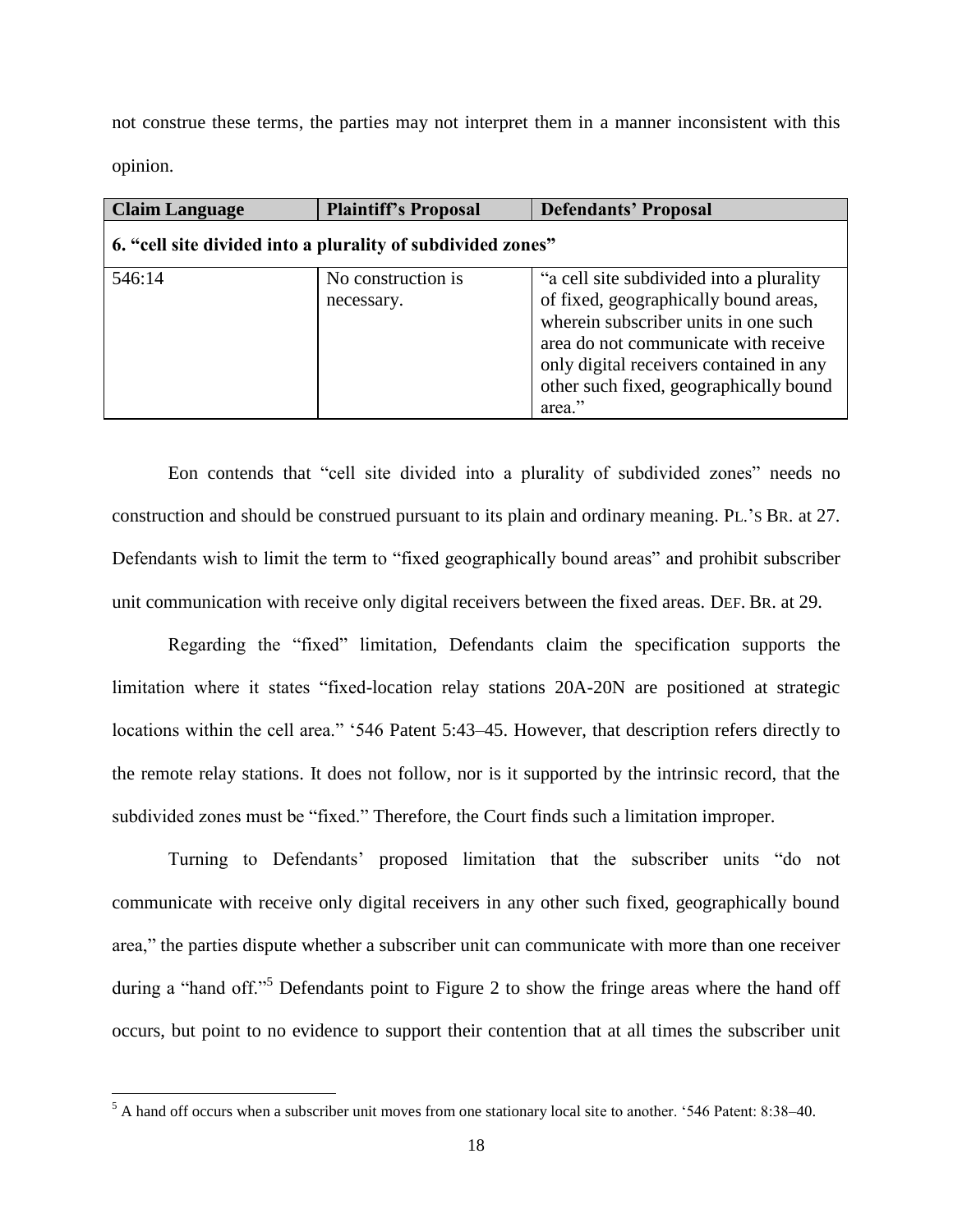not construe these terms, the parties may not interpret them in a manner inconsistent with this opinion.

| Claim Language | Plaintiff's Proposal | Defendants' Proposal |
|---|---|---|
| **6. "cell site divided into a plurality of subdivided zones"** | | |
| 546:14 | No construction is necessary. | "a cell site subdivided into a plurality of fixed, geographically bound areas, wherein subscriber units in one such area do not communicate with receive only digital receivers contained in any other such fixed, geographically bound area." |

Eon contends that "cell site divided into a plurality of subdivided zones" needs no construction and should be construed pursuant to its plain and ordinary meaning. PL.'S BR. at 27. Defendants wish to limit the term to "fixed geographically bound areas" and prohibit subscriber unit communication with receive only digital receivers between the fixed areas. DEF. BR. at 29.

Regarding the "fixed" limitation, Defendants claim the specification supports the limitation where it states "fixed-location relay stations 20A-20N are positioned at strategic locations within the cell area." '546 Patent 5:43–45. However, that description refers directly to the remote relay stations. It does not follow, nor is it supported by the intrinsic record, that the subdivided zones must be "fixed." Therefore, the Court finds such a limitation improper.

Turning to Defendants' proposed limitation that the subscriber units "do not communicate with receive only digital receivers in any other such fixed, geographically bound area," the parties dispute whether a subscriber unit can communicate with more than one receiver during a "hand off."[5] Defendants point to Figure 2 to show the fringe areas where the hand off occurs, but point to no evidence to support their contention that at all times the subscriber unit

[5] A hand off occurs when a subscriber unit moves from one stationary local site to another. '546 Patent: 8:38–40.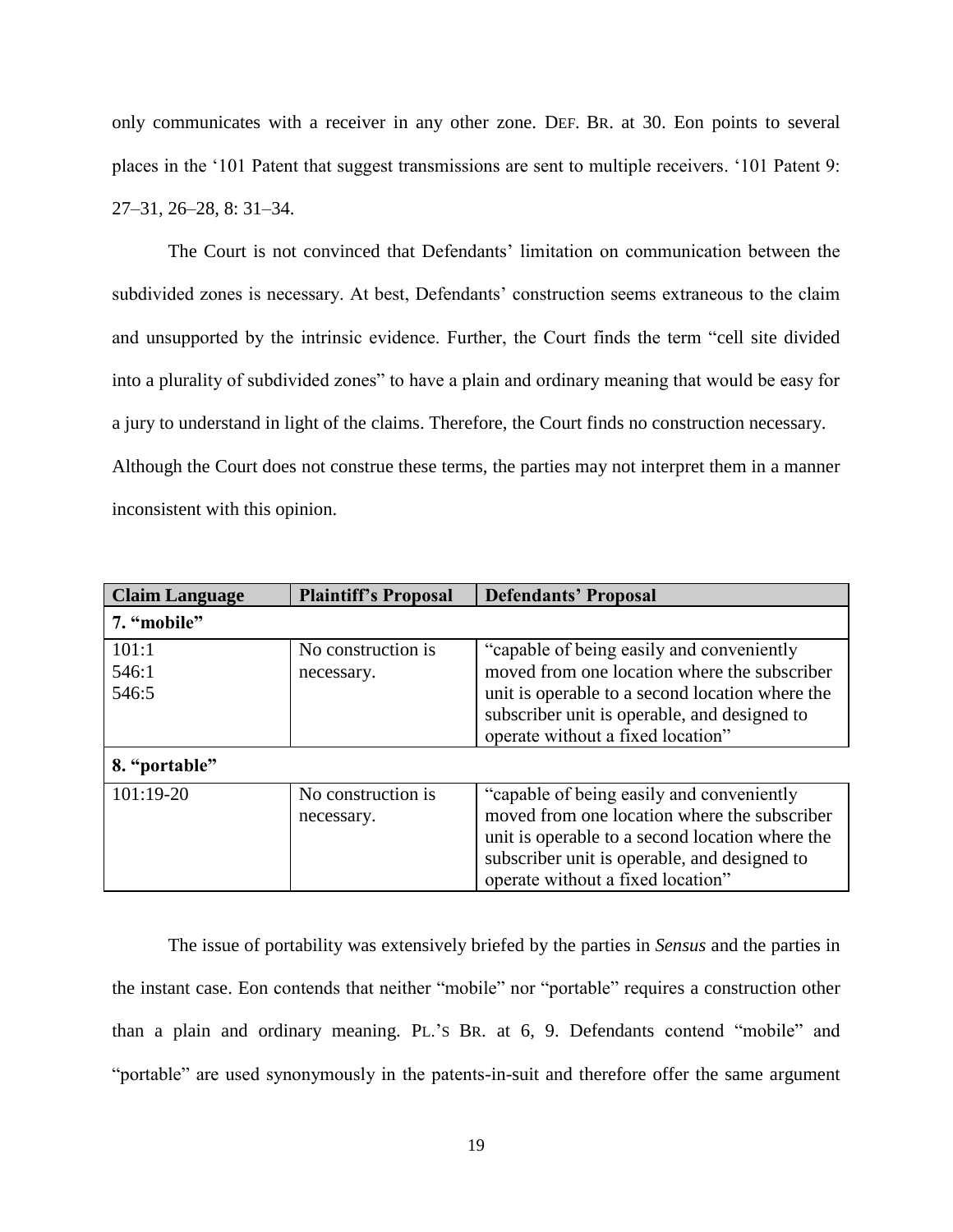only communicates with a receiver in any other zone. DEF. BR. at 30. Eon points to several places in the '101 Patent that suggest transmissions are sent to multiple receivers. '101 Patent 9: 27–31, 26–28, 8: 31–34.

The Court is not convinced that Defendants' limitation on communication between the subdivided zones is necessary. At best, Defendants' construction seems extraneous to the claim and unsupported by the intrinsic evidence. Further, the Court finds the term "cell site divided into a plurality of subdivided zones" to have a plain and ordinary meaning that would be easy for a jury to understand in light of the claims. Therefore, the Court finds no construction necessary. Although the Court does not construe these terms, the parties may not interpret them in a manner inconsistent with this opinion.

| Claim Language | Plaintiff's Proposal | Defendants' Proposal |
|---|---|---|
| **7. "mobile"** | | |
| 101:1<br>546:1<br>546:5 | No construction is necessary. | "capable of being easily and conveniently moved from one location where the subscriber unit is operable to a second location where the subscriber unit is operable, and designed to operate without a fixed location" |
| **8. "portable"** | | |
| 101:19-20 | No construction is necessary. | "capable of being easily and conveniently moved from one location where the subscriber unit is operable to a second location where the subscriber unit is operable, and designed to operate without a fixed location" |

The issue of portability was extensively briefed by the parties in *Sensus* and the parties in the instant case. Eon contends that neither "mobile" nor "portable" requires a construction other than a plain and ordinary meaning. PL.'S BR. at 6, 9. Defendants contend "mobile" and "portable" are used synonymously in the patents-in-suit and therefore offer the same argument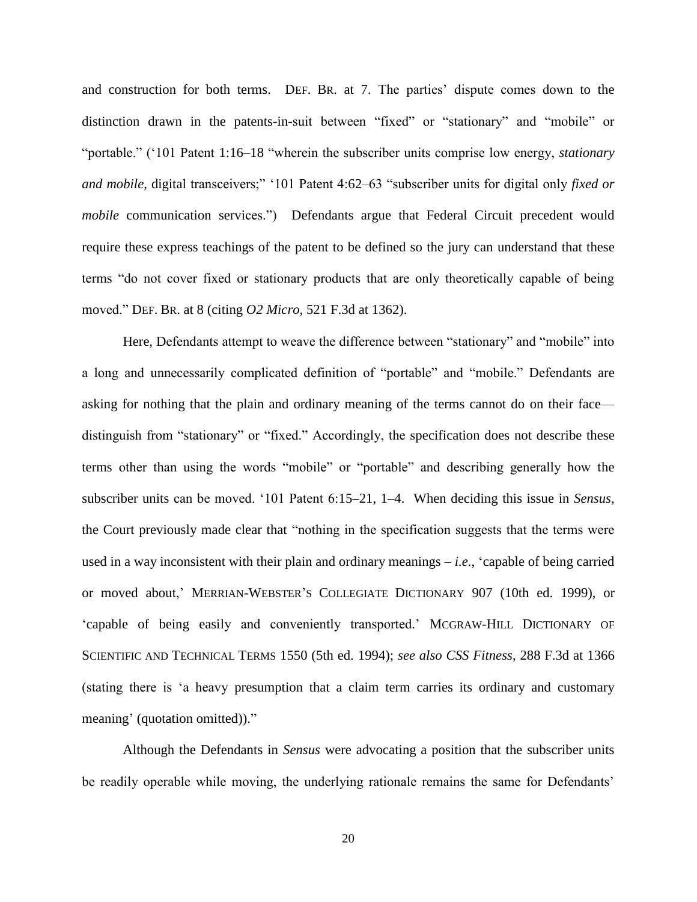and construction for both terms. DEF. BR. at 7. The parties' dispute comes down to the distinction drawn in the patents-in-suit between "fixed" or "stationary" and "mobile" or "portable." ('101 Patent 1:16–18 "wherein the subscriber units comprise low energy, *stationary and mobile*, digital transceivers;" '101 Patent 4:62–63 "subscriber units for digital only *fixed or mobile* communication services.") Defendants argue that Federal Circuit precedent would require these express teachings of the patent to be defined so the jury can understand that these terms "do not cover fixed or stationary products that are only theoretically capable of being moved." DEF. BR. at 8 (citing *O2 Micro*, 521 F.3d at 1362).

Here, Defendants attempt to weave the difference between "stationary" and "mobile" into a long and unnecessarily complicated definition of "portable" and "mobile." Defendants are asking for nothing that the plain and ordinary meaning of the terms cannot do on their face—distinguish from "stationary" or "fixed." Accordingly, the specification does not describe these terms other than using the words "mobile" or "portable" and describing generally how the subscriber units can be moved. '101 Patent 6:15–21, 1–4. When deciding this issue in *Sensus*, the Court previously made clear that "nothing in the specification suggests that the terms were used in a way inconsistent with their plain and ordinary meanings – *i.e.*, 'capable of being carried or moved about,' MERRIAN-WEBSTER'S COLLEGIATE DICTIONARY 907 (10th ed. 1999), or 'capable of being easily and conveniently transported.' MCGRAW-HILL DICTIONARY OF SCIENTIFIC AND TECHNICAL TERMS 1550 (5th ed. 1994); *see also CSS Fitness*, 288 F.3d at 1366 (stating there is 'a heavy presumption that a claim term carries its ordinary and customary meaning' (quotation omitted))."

Although the Defendants in *Sensus* were advocating a position that the subscriber units be readily operable while moving, the underlying rationale remains the same for Defendants'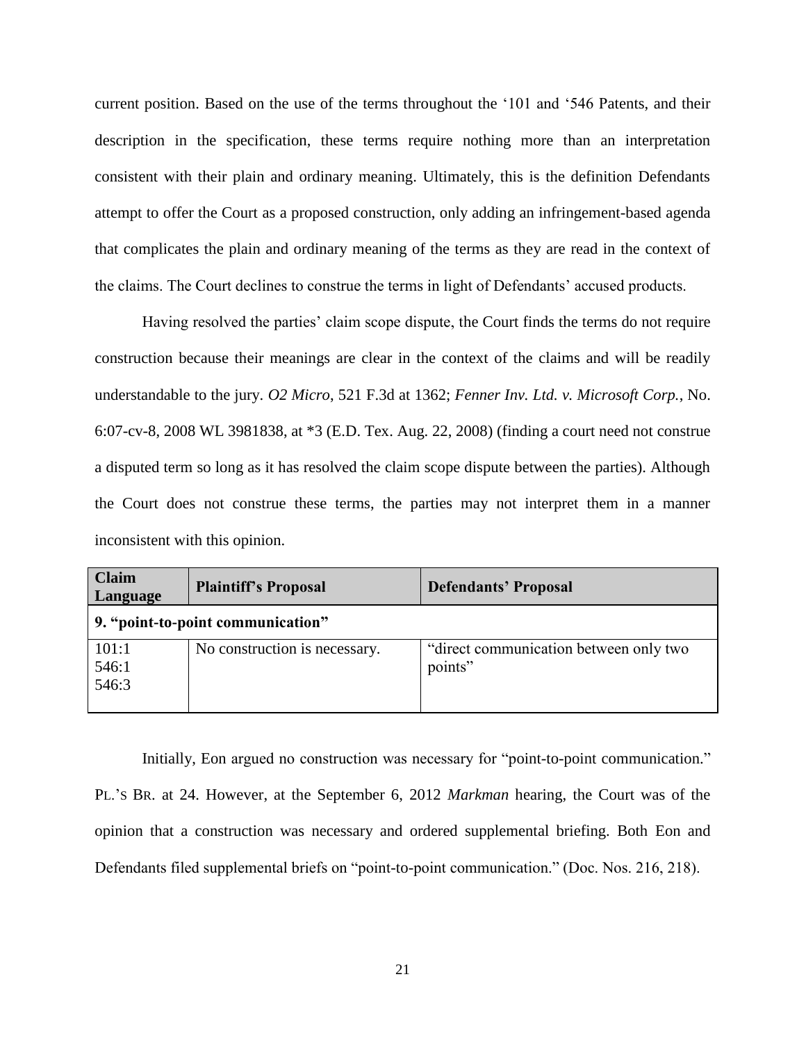current position. Based on the use of the terms throughout the '101 and '546 Patents, and their description in the specification, these terms require nothing more than an interpretation consistent with their plain and ordinary meaning. Ultimately, this is the definition Defendants attempt to offer the Court as a proposed construction, only adding an infringement-based agenda that complicates the plain and ordinary meaning of the terms as they are read in the context of the claims. The Court declines to construe the terms in light of Defendants' accused products.

Having resolved the parties' claim scope dispute, the Court finds the terms do not require construction because their meanings are clear in the context of the claims and will be readily understandable to the jury. *O2 Micro*, 521 F.3d at 1362; *Fenner Inv. Ltd. v. Microsoft Corp.*, No. 6:07-cv-8, 2008 WL 3981838, at *3 (E.D. Tex. Aug. 22, 2008) (finding a court need not construe a disputed term so long as it has resolved the claim scope dispute between the parties). Although the Court does not construe these terms, the parties may not interpret them in a manner inconsistent with this opinion.

| Claim Language | Plaintiff's Proposal | Defendants' Proposal |
|---|---|---|
| **9. "point-to-point communication"** | | |
| 101:1<br>546:1<br>546:3 | No construction is necessary. | "direct communication between only two points" |

Initially, Eon argued no construction was necessary for "point-to-point communication." PL.'S BR. at 24. However, at the September 6, 2012 *Markman* hearing, the Court was of the opinion that a construction was necessary and ordered supplemental briefing. Both Eon and Defendants filed supplemental briefs on "point-to-point communication." (Doc. Nos. 216, 218).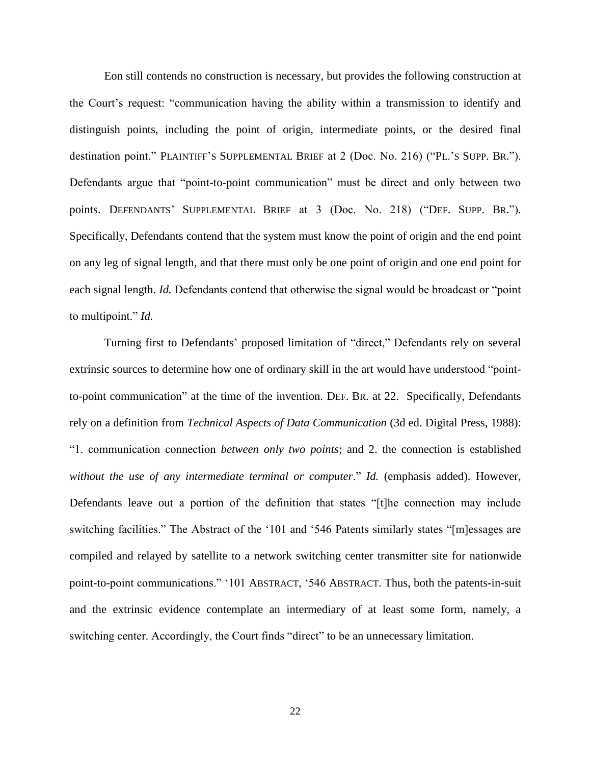Eon still contends no construction is necessary, but provides the following construction at the Court's request: "communication having the ability within a transmission to identify and distinguish points, including the point of origin, intermediate points, or the desired final destination point." PLAINTIFF'S SUPPLEMENTAL BRIEF at 2 (Doc. No. 216) ("PL.'S SUPP. BR."). Defendants argue that "point-to-point communication" must be direct and only between two points. DEFENDANTS' SUPPLEMENTAL BRIEF at 3 (Doc. No. 218) ("DEF. SUPP. BR."). Specifically, Defendants contend that the system must know the point of origin and the end point on any leg of signal length, and that there must only be one point of origin and one end point for each signal length. *Id.* Defendants contend that otherwise the signal would be broadcast or "point to multipoint." *Id.*

Turning first to Defendants' proposed limitation of "direct," Defendants rely on several extrinsic sources to determine how one of ordinary skill in the art would have understood "point-to-point communication" at the time of the invention. DEF. BR. at 22. Specifically, Defendants rely on a definition from *Technical Aspects of Data Communication* (3d ed. Digital Press, 1988): "1. communication connection *between only two points*; and 2. the connection is established *without the use of any intermediate terminal or computer*." *Id.* (emphasis added). However, Defendants leave out a portion of the definition that states "[t]he connection may include switching facilities." The Abstract of the '101 and '546 Patents similarly states "[m]essages are compiled and relayed by satellite to a network switching center transmitter site for nationwide point-to-point communications." '101 ABSTRACT, '546 ABSTRACT. Thus, both the patents-in-suit and the extrinsic evidence contemplate an intermediary of at least some form, namely, a switching center. Accordingly, the Court finds "direct" to be an unnecessary limitation.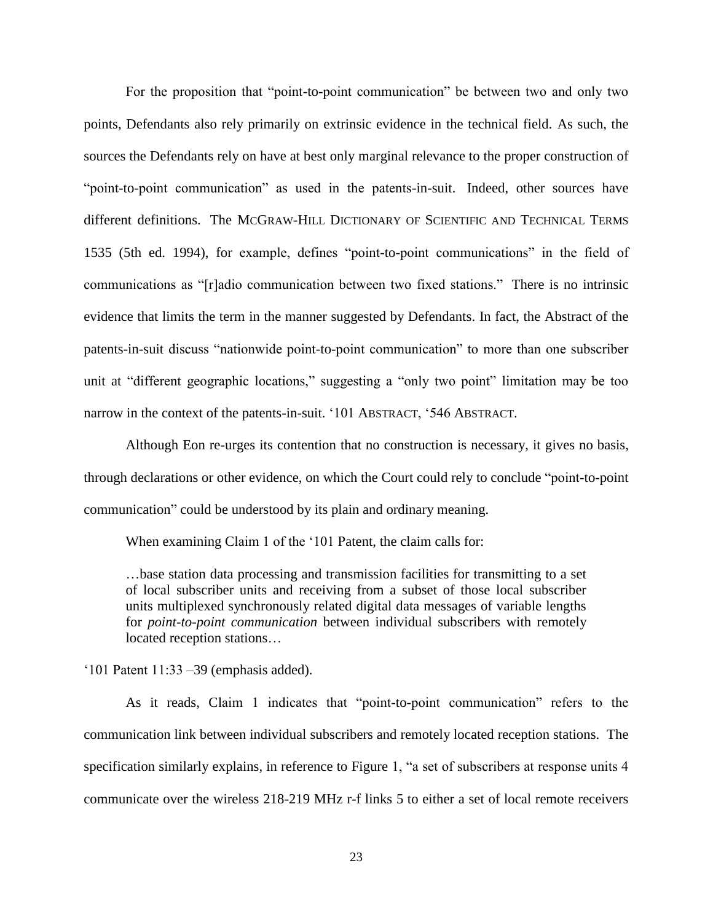For the proposition that "point-to-point communication" be between two and only two points, Defendants also rely primarily on extrinsic evidence in the technical field. As such, the sources the Defendants rely on have at best only marginal relevance to the proper construction of "point-to-point communication" as used in the patents-in-suit. Indeed, other sources have different definitions. The MCGRAW-HILL DICTIONARY OF SCIENTIFIC AND TECHNICAL TERMS 1535 (5th ed. 1994), for example, defines "point-to-point communications" in the field of communications as "[r]adio communication between two fixed stations." There is no intrinsic evidence that limits the term in the manner suggested by Defendants. In fact, the Abstract of the patents-in-suit discuss "nationwide point-to-point communication" to more than one subscriber unit at "different geographic locations," suggesting a "only two point" limitation may be too narrow in the context of the patents-in-suit. '101 ABSTRACT, '546 ABSTRACT.

Although Eon re-urges its contention that no construction is necessary, it gives no basis, through declarations or other evidence, on which the Court could rely to conclude "point-to-point communication" could be understood by its plain and ordinary meaning.

When examining Claim 1 of the '101 Patent, the claim calls for:

> …base station data processing and transmission facilities for transmitting to a set of local subscriber units and receiving from a subset of those local subscriber units multiplexed synchronously related digital data messages of variable lengths for *point-to-point communication* between individual subscribers with remotely located reception stations…

'101 Patent 11:33 –39 (emphasis added).

As it reads, Claim 1 indicates that "point-to-point communication" refers to the communication link between individual subscribers and remotely located reception stations. The specification similarly explains, in reference to Figure 1, "a set of subscribers at response units 4 communicate over the wireless 218-219 MHz r-f links 5 to either a set of local remote receivers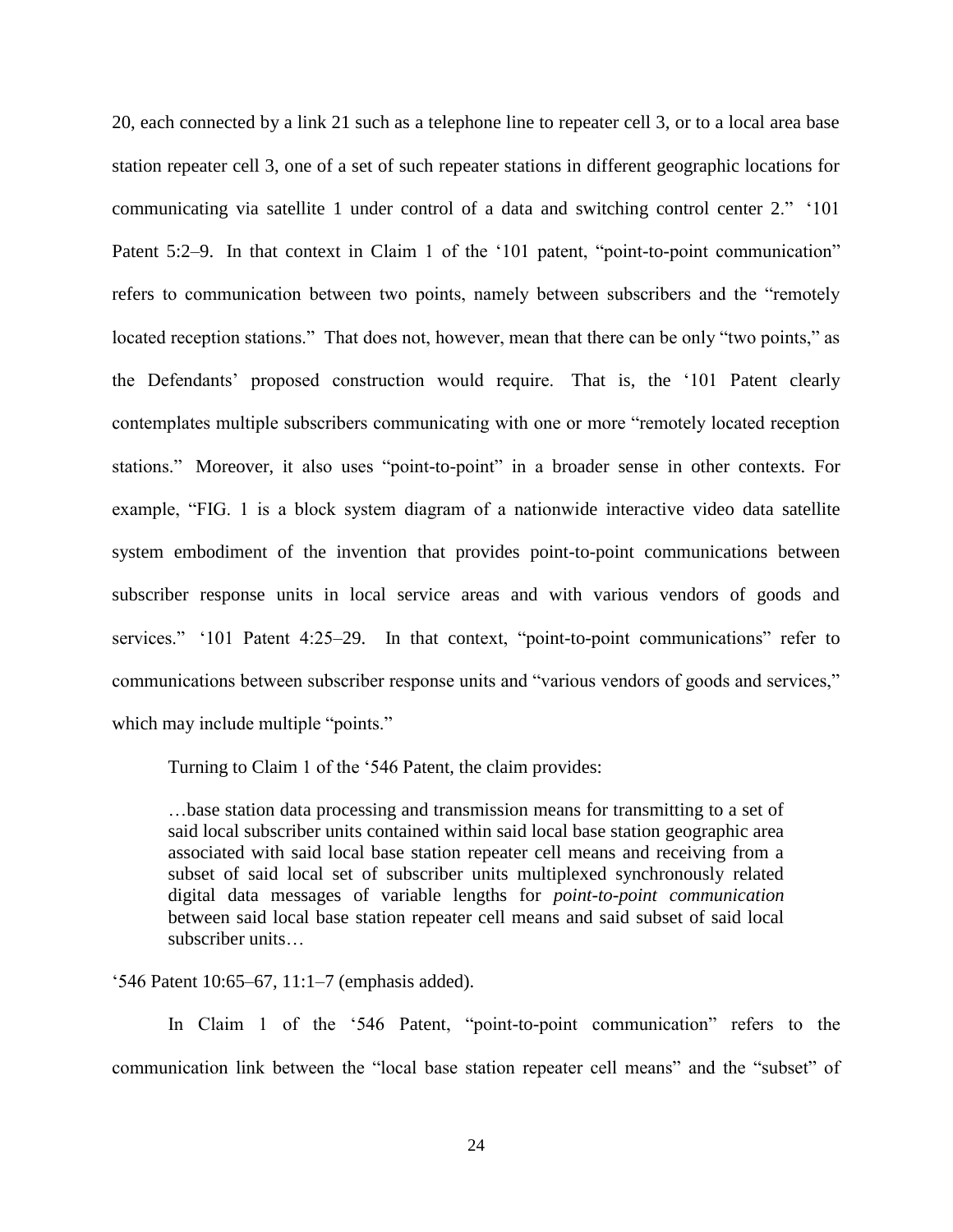20, each connected by a link 21 such as a telephone line to repeater cell 3, or to a local area base station repeater cell 3, one of a set of such repeater stations in different geographic locations for communicating via satellite 1 under control of a data and switching control center 2." '101 Patent 5:2–9. In that context in Claim 1 of the '101 patent, "point-to-point communication" refers to communication between two points, namely between subscribers and the "remotely located reception stations." That does not, however, mean that there can be only "two points," as the Defendants' proposed construction would require. That is, the '101 Patent clearly contemplates multiple subscribers communicating with one or more "remotely located reception stations." Moreover, it also uses "point-to-point" in a broader sense in other contexts. For example, "FIG. 1 is a block system diagram of a nationwide interactive video data satellite system embodiment of the invention that provides point-to-point communications between subscriber response units in local service areas and with various vendors of goods and services." '101 Patent 4:25–29. In that context, "point-to-point communications" refer to communications between subscriber response units and "various vendors of goods and services," which may include multiple "points."

Turning to Claim 1 of the '546 Patent, the claim provides:

> …base station data processing and transmission means for transmitting to a set of said local subscriber units contained within said local base station geographic area associated with said local base station repeater cell means and receiving from a subset of said local set of subscriber units multiplexed synchronously related digital data messages of variable lengths for *point-to-point communication* between said local base station repeater cell means and said subset of said local subscriber units…

'546 Patent 10:65–67, 11:1–7 (emphasis added).

In Claim 1 of the '546 Patent, "point-to-point communication" refers to the communication link between the "local base station repeater cell means" and the "subset" of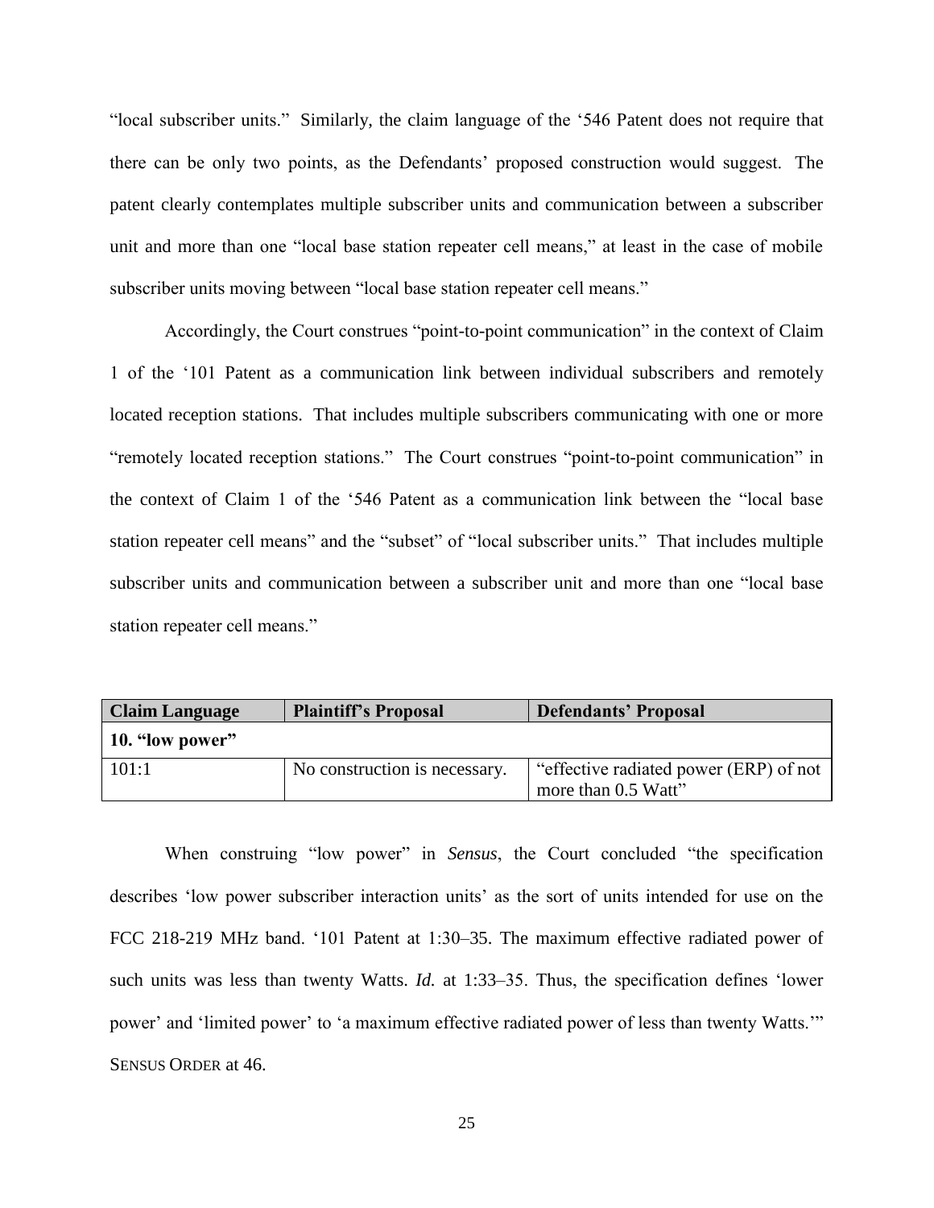"local subscriber units." Similarly, the claim language of the '546 Patent does not require that there can be only two points, as the Defendants' proposed construction would suggest. The patent clearly contemplates multiple subscriber units and communication between a subscriber unit and more than one "local base station repeater cell means," at least in the case of mobile subscriber units moving between "local base station repeater cell means."

Accordingly, the Court construes "point-to-point communication" in the context of Claim 1 of the '101 Patent as a communication link between individual subscribers and remotely located reception stations. That includes multiple subscribers communicating with one or more "remotely located reception stations." The Court construes "point-to-point communication" in the context of Claim 1 of the '546 Patent as a communication link between the "local base station repeater cell means" and the "subset" of "local subscriber units." That includes multiple subscriber units and communication between a subscriber unit and more than one "local base station repeater cell means."

| **Claim Language** | **Plaintiff's Proposal** | **Defendants' Proposal** |
|---|---|---|
| **10. "low power"** | | |
| 101:1 | No construction is necessary. | "effective radiated power (ERP) of not more than 0.5 Watt" |

When construing "low power" in *Sensus*, the Court concluded "the specification describes 'low power subscriber interaction units' as the sort of units intended for use on the FCC 218-219 MHz band. '101 Patent at 1:30–35. The maximum effective radiated power of such units was less than twenty Watts. *Id.* at 1:33–35. Thus, the specification defines 'lower power' and 'limited power' to 'a maximum effective radiated power of less than twenty Watts.'" SENSUS ORDER at 46.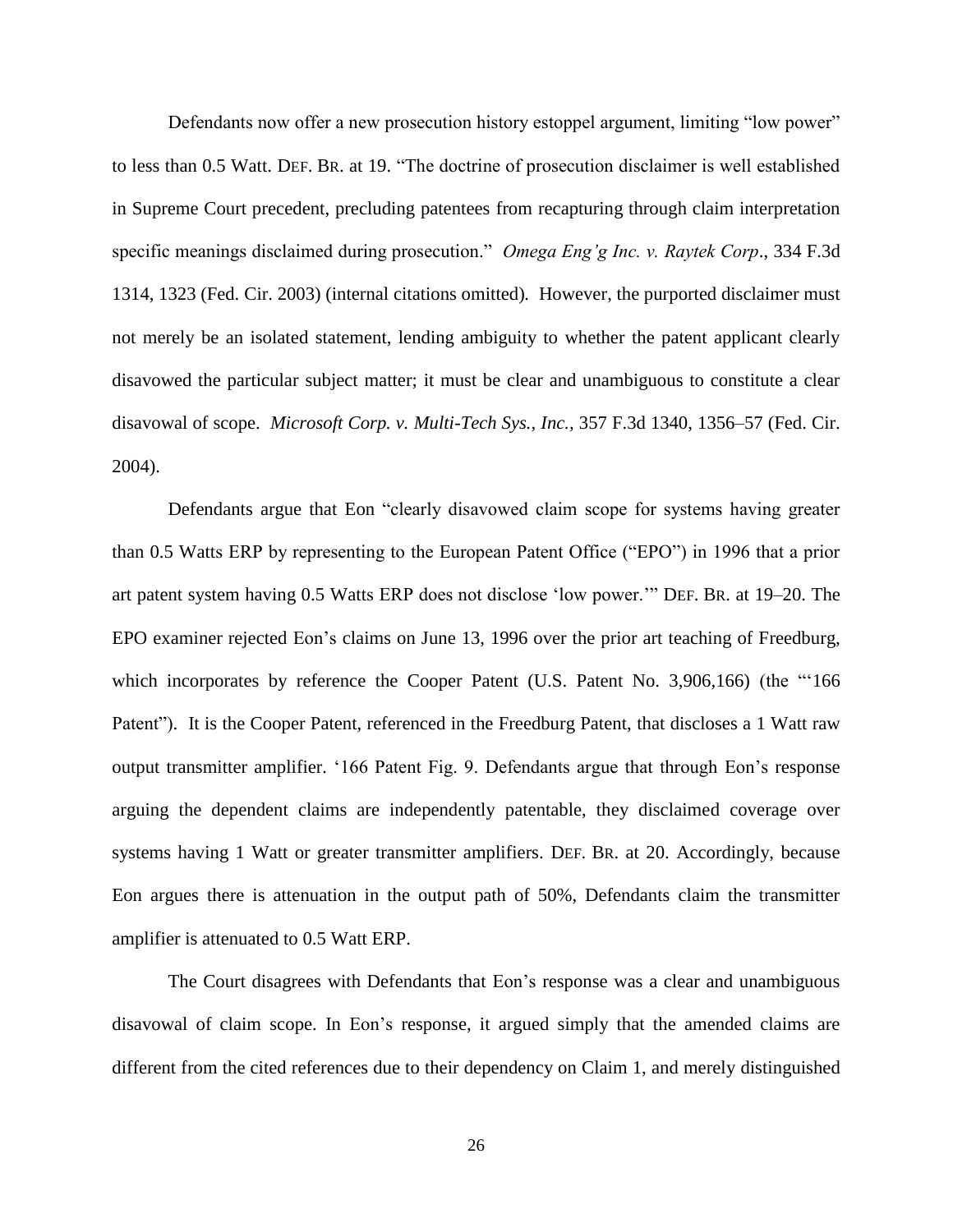Defendants now offer a new prosecution history estoppel argument, limiting "low power" to less than 0.5 Watt. DEF. BR. at 19. "The doctrine of prosecution disclaimer is well established in Supreme Court precedent, precluding patentees from recapturing through claim interpretation specific meanings disclaimed during prosecution." *Omega Eng'g Inc. v. Raytek Corp*., 334 F.3d 1314, 1323 (Fed. Cir. 2003) (internal citations omitted). However, the purported disclaimer must not merely be an isolated statement, lending ambiguity to whether the patent applicant clearly disavowed the particular subject matter; it must be clear and unambiguous to constitute a clear disavowal of scope. *Microsoft Corp. v. Multi-Tech Sys., Inc.,* 357 F.3d 1340, 1356–57 (Fed. Cir. 2004).

Defendants argue that Eon "clearly disavowed claim scope for systems having greater than 0.5 Watts ERP by representing to the European Patent Office ("EPO") in 1996 that a prior art patent system having 0.5 Watts ERP does not disclose 'low power.'" DEF. BR. at 19–20. The EPO examiner rejected Eon's claims on June 13, 1996 over the prior art teaching of Freedburg, which incorporates by reference the Cooper Patent (U.S. Patent No. 3,906,166) (the "'166 Patent"). It is the Cooper Patent, referenced in the Freedburg Patent, that discloses a 1 Watt raw output transmitter amplifier. '166 Patent Fig. 9. Defendants argue that through Eon's response arguing the dependent claims are independently patentable, they disclaimed coverage over systems having 1 Watt or greater transmitter amplifiers. DEF. BR. at 20. Accordingly, because Eon argues there is attenuation in the output path of 50%, Defendants claim the transmitter amplifier is attenuated to 0.5 Watt ERP.

The Court disagrees with Defendants that Eon's response was a clear and unambiguous disavowal of claim scope. In Eon's response, it argued simply that the amended claims are different from the cited references due to their dependency on Claim 1, and merely distinguished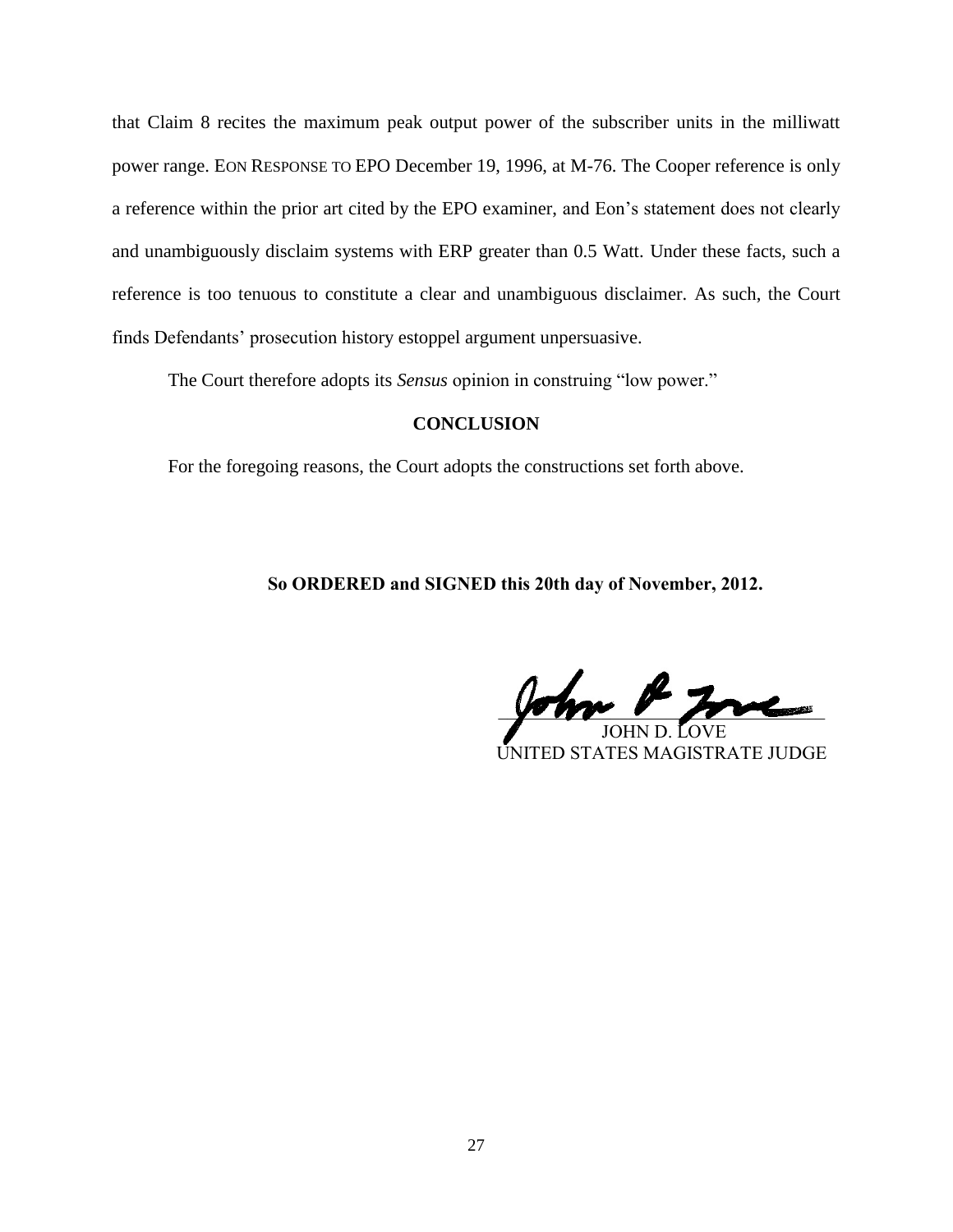that Claim 8 recites the maximum peak output power of the subscriber units in the milliwatt power range. EON RESPONSE TO EPO December 19, 1996, at M-76. The Cooper reference is only a reference within the prior art cited by the EPO examiner, and Eon's statement does not clearly and unambiguously disclaim systems with ERP greater than 0.5 Watt. Under these facts, such a reference is too tenuous to constitute a clear and unambiguous disclaimer. As such, the Court finds Defendants' prosecution history estoppel argument unpersuasive.

The Court therefore adopts its *Sensus* opinion in construing "low power."

## CONCLUSION

For the foregoing reasons, the Court adopts the constructions set forth above.

**So ORDERED and SIGNED this 20th day of November, 2012.**

JOHN D. LOVE
UNITED STATES MAGISTRATE JUDGE